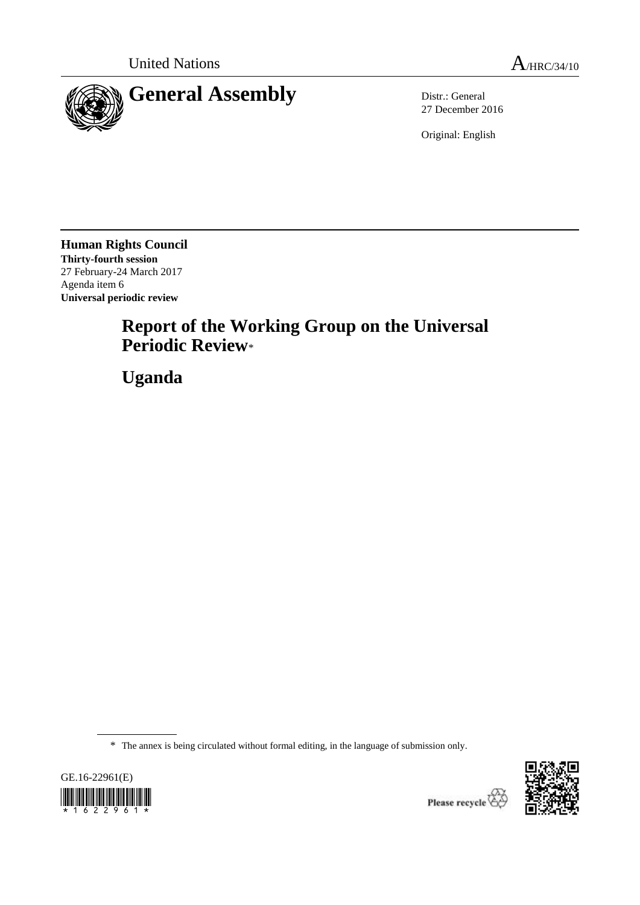United Nations

A/HRC/34/10

# General Assembly

Distr.: General
27 December 2016

Original: English

**Human Rights Council**
**Thirty-fourth session**
27 February-24 March 2017
Agenda item 6
**Universal periodic review**

## Report of the Working Group on the Universal Periodic Review*

## Uganda

\* The annex is being circulated without formal editing, in the language of submission only.

GE.16-22961(E)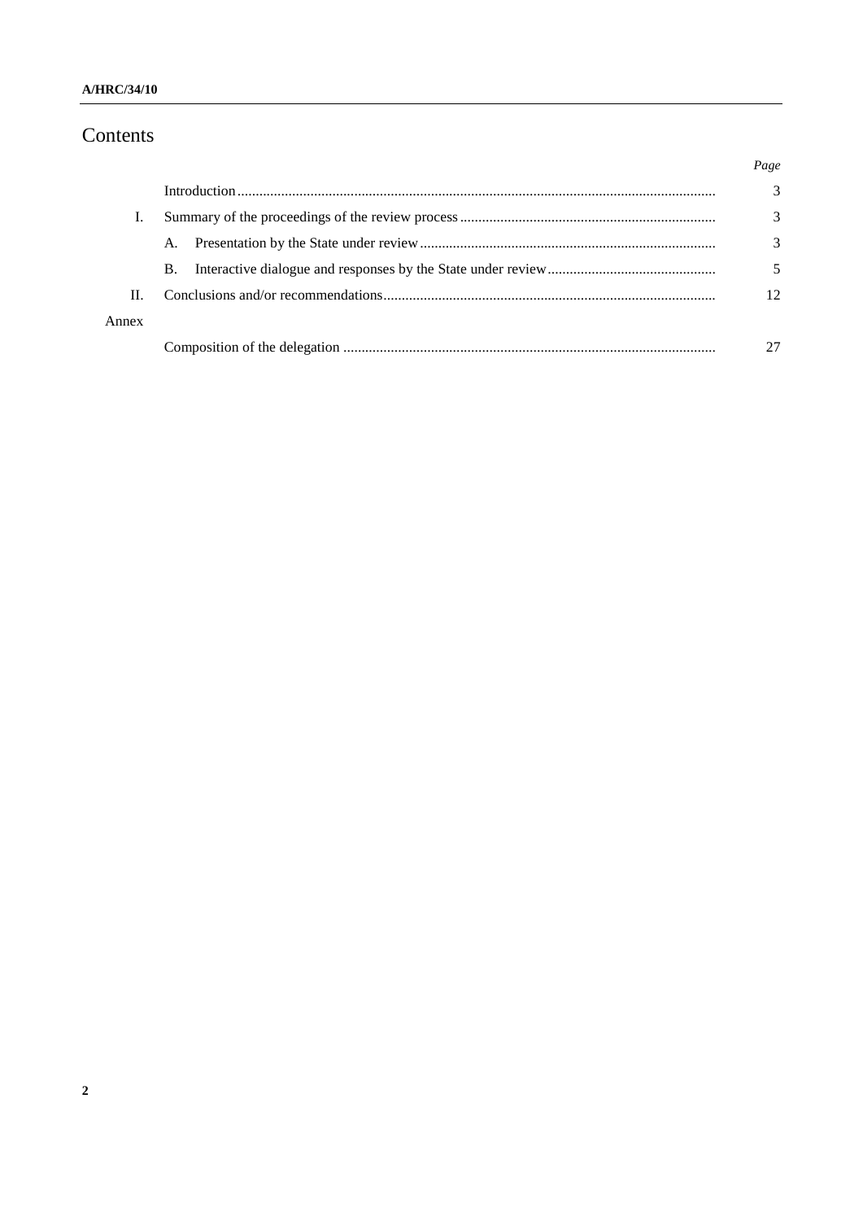# Contents

| | | Page |
|---|---|---|
| | Introduction | 3 |
| I. | Summary of the proceedings of the review process | 3 |
| | A. Presentation by the State under review | 3 |
| | B. Interactive dialogue and responses by the State under review | 5 |
| II. | Conclusions and/or recommendations | 12 |
| Annex | | |
| | Composition of the delegation | 27 |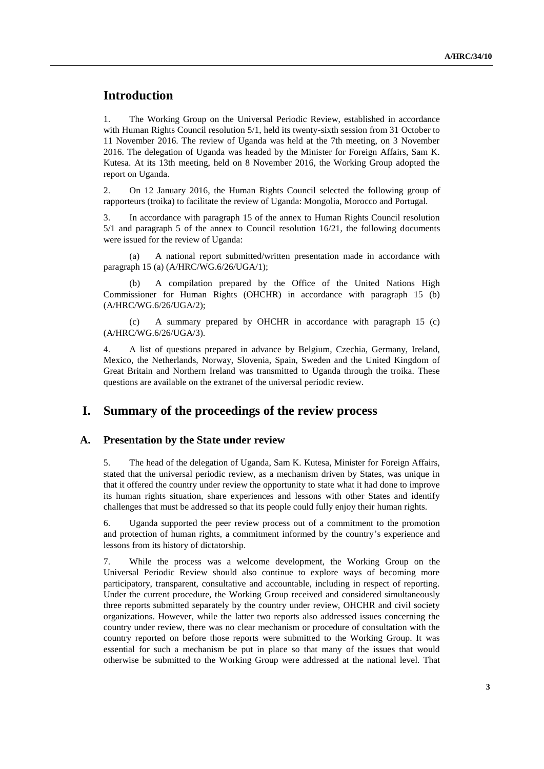# Introduction

1. The Working Group on the Universal Periodic Review, established in accordance with Human Rights Council resolution 5/1, held its twenty-sixth session from 31 October to 11 November 2016. The review of Uganda was held at the 7th meeting, on 3 November 2016. The delegation of Uganda was headed by the Minister for Foreign Affairs, Sam K. Kutesa. At its 13th meeting, held on 8 November 2016, the Working Group adopted the report on Uganda.

2. On 12 January 2016, the Human Rights Council selected the following group of rapporteurs (troika) to facilitate the review of Uganda: Mongolia, Morocco and Portugal.

3. In accordance with paragraph 15 of the annex to Human Rights Council resolution 5/1 and paragraph 5 of the annex to Council resolution 16/21, the following documents were issued for the review of Uganda:

(a) A national report submitted/written presentation made in accordance with paragraph 15 (a) (A/HRC/WG.6/26/UGA/1);

(b) A compilation prepared by the Office of the United Nations High Commissioner for Human Rights (OHCHR) in accordance with paragraph 15 (b) (A/HRC/WG.6/26/UGA/2);

(c) A summary prepared by OHCHR in accordance with paragraph 15 (c) (A/HRC/WG.6/26/UGA/3).

4. A list of questions prepared in advance by Belgium, Czechia, Germany, Ireland, Mexico, the Netherlands, Norway, Slovenia, Spain, Sweden and the United Kingdom of Great Britain and Northern Ireland was transmitted to Uganda through the troika. These questions are available on the extranet of the universal periodic review.

# I. Summary of the proceedings of the review process

## A. Presentation by the State under review

5. The head of the delegation of Uganda, Sam K. Kutesa, Minister for Foreign Affairs, stated that the universal periodic review, as a mechanism driven by States, was unique in that it offered the country under review the opportunity to state what it had done to improve its human rights situation, share experiences and lessons with other States and identify challenges that must be addressed so that its people could fully enjoy their human rights.

6. Uganda supported the peer review process out of a commitment to the promotion and protection of human rights, a commitment informed by the country's experience and lessons from its history of dictatorship.

7. While the process was a welcome development, the Working Group on the Universal Periodic Review should also continue to explore ways of becoming more participatory, transparent, consultative and accountable, including in respect of reporting. Under the current procedure, the Working Group received and considered simultaneously three reports submitted separately by the country under review, OHCHR and civil society organizations. However, while the latter two reports also addressed issues concerning the country under review, there was no clear mechanism or procedure of consultation with the country reported on before those reports were submitted to the Working Group. It was essential for such a mechanism be put in place so that many of the issues that would otherwise be submitted to the Working Group were addressed at the national level. That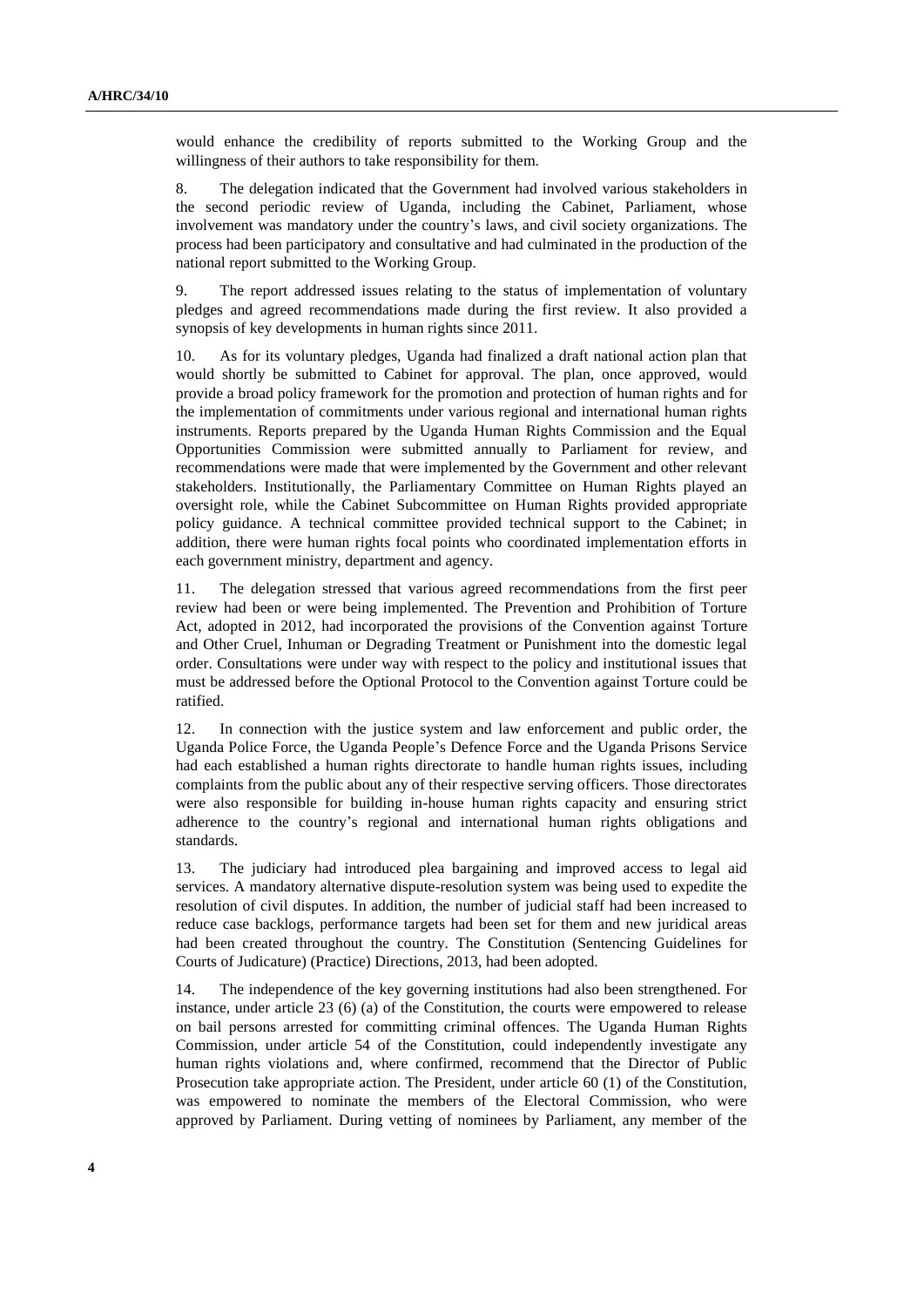would enhance the credibility of reports submitted to the Working Group and the willingness of their authors to take responsibility for them.

8. The delegation indicated that the Government had involved various stakeholders in the second periodic review of Uganda, including the Cabinet, Parliament, whose involvement was mandatory under the country's laws, and civil society organizations. The process had been participatory and consultative and had culminated in the production of the national report submitted to the Working Group.

9. The report addressed issues relating to the status of implementation of voluntary pledges and agreed recommendations made during the first review. It also provided a synopsis of key developments in human rights since 2011.

10. As for its voluntary pledges, Uganda had finalized a draft national action plan that would shortly be submitted to Cabinet for approval. The plan, once approved, would provide a broad policy framework for the promotion and protection of human rights and for the implementation of commitments under various regional and international human rights instruments. Reports prepared by the Uganda Human Rights Commission and the Equal Opportunities Commission were submitted annually to Parliament for review, and recommendations were made that were implemented by the Government and other relevant stakeholders. Institutionally, the Parliamentary Committee on Human Rights played an oversight role, while the Cabinet Subcommittee on Human Rights provided appropriate policy guidance. A technical committee provided technical support to the Cabinet; in addition, there were human rights focal points who coordinated implementation efforts in each government ministry, department and agency.

11. The delegation stressed that various agreed recommendations from the first peer review had been or were being implemented. The Prevention and Prohibition of Torture Act, adopted in 2012, had incorporated the provisions of the Convention against Torture and Other Cruel, Inhuman or Degrading Treatment or Punishment into the domestic legal order. Consultations were under way with respect to the policy and institutional issues that must be addressed before the Optional Protocol to the Convention against Torture could be ratified.

12. In connection with the justice system and law enforcement and public order, the Uganda Police Force, the Uganda People's Defence Force and the Uganda Prisons Service had each established a human rights directorate to handle human rights issues, including complaints from the public about any of their respective serving officers. Those directorates were also responsible for building in-house human rights capacity and ensuring strict adherence to the country's regional and international human rights obligations and standards.

13. The judiciary had introduced plea bargaining and improved access to legal aid services. A mandatory alternative dispute-resolution system was being used to expedite the resolution of civil disputes. In addition, the number of judicial staff had been increased to reduce case backlogs, performance targets had been set for them and new juridical areas had been created throughout the country. The Constitution (Sentencing Guidelines for Courts of Judicature) (Practice) Directions, 2013, had been adopted.

14. The independence of the key governing institutions had also been strengthened. For instance, under article 23 (6) (a) of the Constitution, the courts were empowered to release on bail persons arrested for committing criminal offences. The Uganda Human Rights Commission, under article 54 of the Constitution, could independently investigate any human rights violations and, where confirmed, recommend that the Director of Public Prosecution take appropriate action. The President, under article 60 (1) of the Constitution, was empowered to nominate the members of the Electoral Commission, who were approved by Parliament. During vetting of nominees by Parliament, any member of the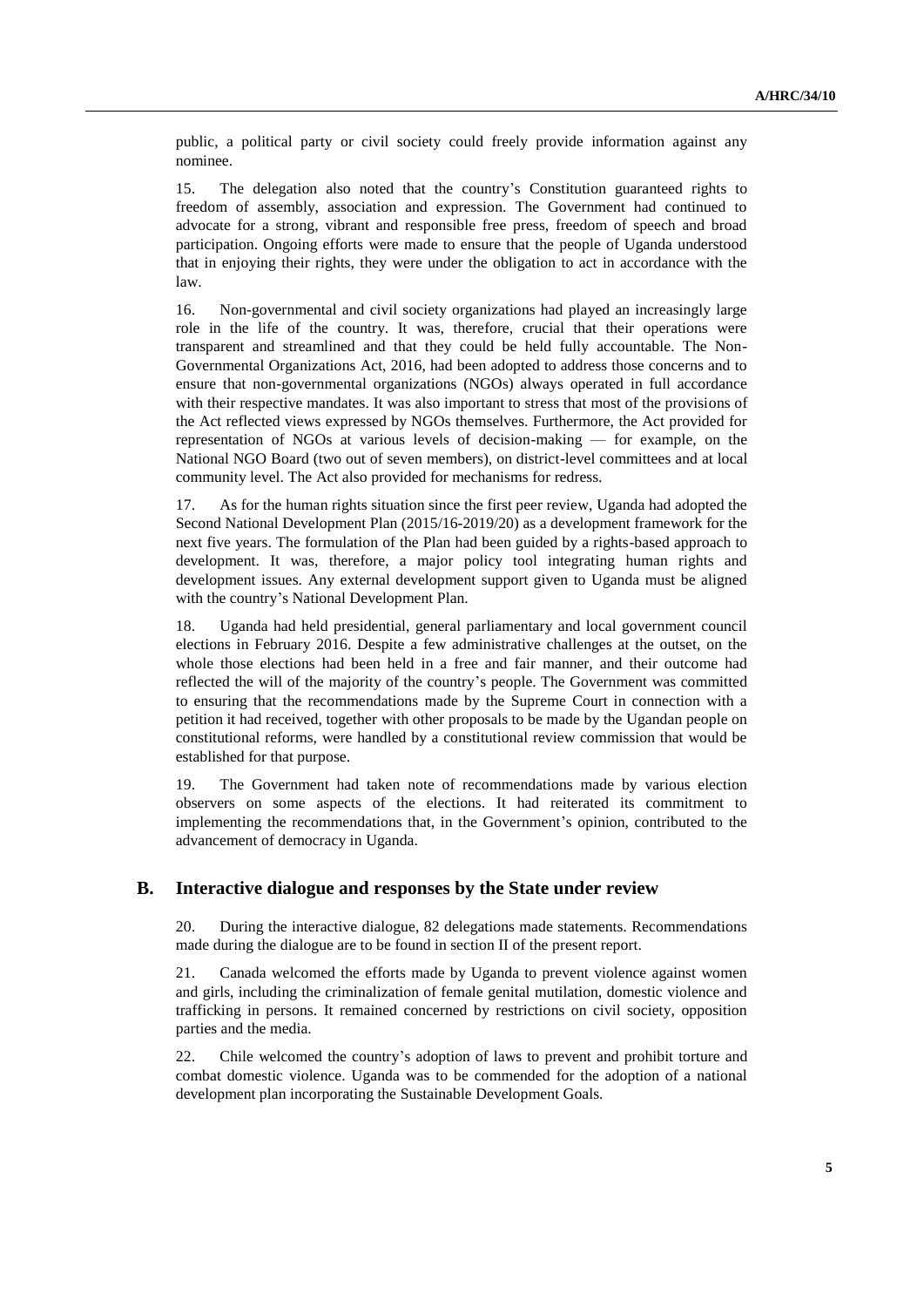public, a political party or civil society could freely provide information against any nominee.

15. The delegation also noted that the country's Constitution guaranteed rights to freedom of assembly, association and expression. The Government had continued to advocate for a strong, vibrant and responsible free press, freedom of speech and broad participation. Ongoing efforts were made to ensure that the people of Uganda understood that in enjoying their rights, they were under the obligation to act in accordance with the law.

16. Non-governmental and civil society organizations had played an increasingly large role in the life of the country. It was, therefore, crucial that their operations were transparent and streamlined and that they could be held fully accountable. The Non-Governmental Organizations Act, 2016, had been adopted to address those concerns and to ensure that non-governmental organizations (NGOs) always operated in full accordance with their respective mandates. It was also important to stress that most of the provisions of the Act reflected views expressed by NGOs themselves. Furthermore, the Act provided for representation of NGOs at various levels of decision-making — for example, on the National NGO Board (two out of seven members), on district-level committees and at local community level. The Act also provided for mechanisms for redress.

17. As for the human rights situation since the first peer review, Uganda had adopted the Second National Development Plan (2015/16-2019/20) as a development framework for the next five years. The formulation of the Plan had been guided by a rights-based approach to development. It was, therefore, a major policy tool integrating human rights and development issues. Any external development support given to Uganda must be aligned with the country's National Development Plan.

18. Uganda had held presidential, general parliamentary and local government council elections in February 2016. Despite a few administrative challenges at the outset, on the whole those elections had been held in a free and fair manner, and their outcome had reflected the will of the majority of the country's people. The Government was committed to ensuring that the recommendations made by the Supreme Court in connection with a petition it had received, together with other proposals to be made by the Ugandan people on constitutional reforms, were handled by a constitutional review commission that would be established for that purpose.

19. The Government had taken note of recommendations made by various election observers on some aspects of the elections. It had reiterated its commitment to implementing the recommendations that, in the Government's opinion, contributed to the advancement of democracy in Uganda.

## B. Interactive dialogue and responses by the State under review

20. During the interactive dialogue, 82 delegations made statements. Recommendations made during the dialogue are to be found in section II of the present report.

21. Canada welcomed the efforts made by Uganda to prevent violence against women and girls, including the criminalization of female genital mutilation, domestic violence and trafficking in persons. It remained concerned by restrictions on civil society, opposition parties and the media.

22. Chile welcomed the country's adoption of laws to prevent and prohibit torture and combat domestic violence. Uganda was to be commended for the adoption of a national development plan incorporating the Sustainable Development Goals.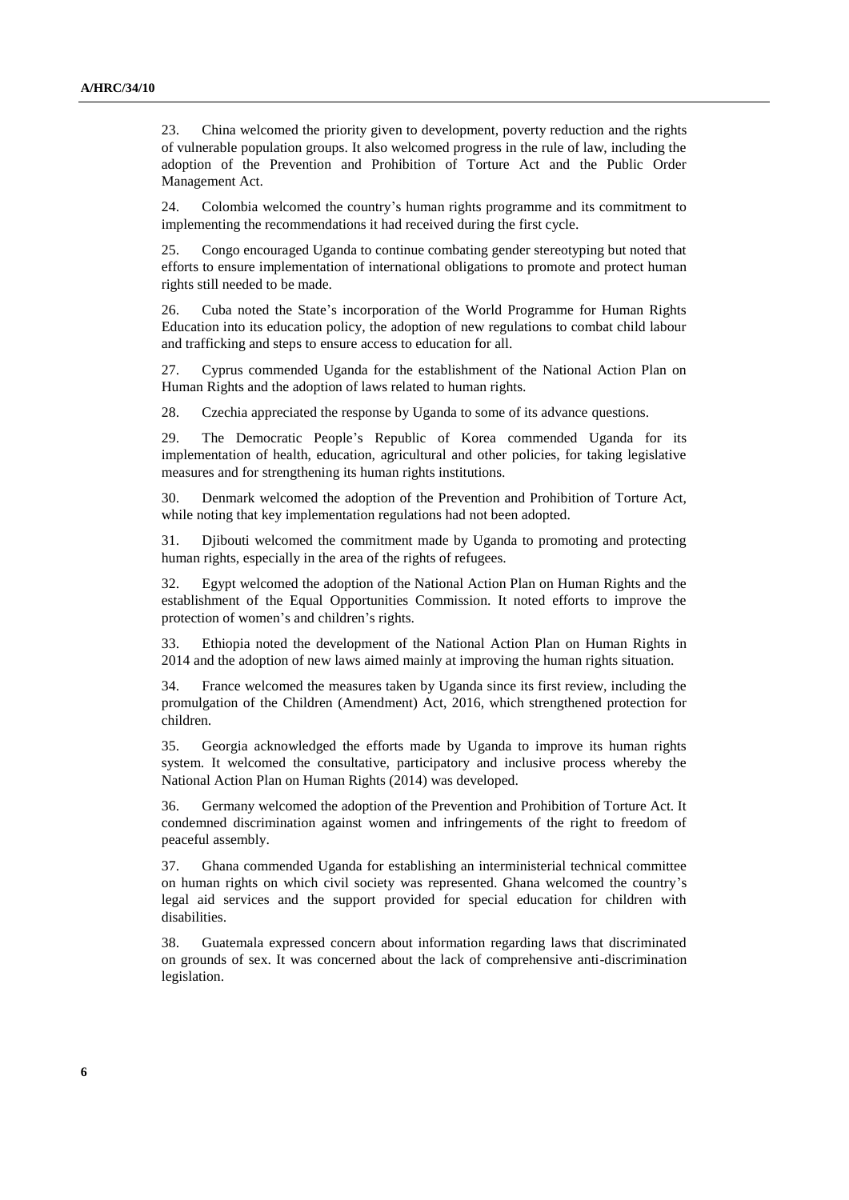23. China welcomed the priority given to development, poverty reduction and the rights of vulnerable population groups. It also welcomed progress in the rule of law, including the adoption of the Prevention and Prohibition of Torture Act and the Public Order Management Act.

24. Colombia welcomed the country's human rights programme and its commitment to implementing the recommendations it had received during the first cycle.

25. Congo encouraged Uganda to continue combating gender stereotyping but noted that efforts to ensure implementation of international obligations to promote and protect human rights still needed to be made.

26. Cuba noted the State's incorporation of the World Programme for Human Rights Education into its education policy, the adoption of new regulations to combat child labour and trafficking and steps to ensure access to education for all.

27. Cyprus commended Uganda for the establishment of the National Action Plan on Human Rights and the adoption of laws related to human rights.

28. Czechia appreciated the response by Uganda to some of its advance questions.

29. The Democratic People's Republic of Korea commended Uganda for its implementation of health, education, agricultural and other policies, for taking legislative measures and for strengthening its human rights institutions.

30. Denmark welcomed the adoption of the Prevention and Prohibition of Torture Act, while noting that key implementation regulations had not been adopted.

31. Djibouti welcomed the commitment made by Uganda to promoting and protecting human rights, especially in the area of the rights of refugees.

32. Egypt welcomed the adoption of the National Action Plan on Human Rights and the establishment of the Equal Opportunities Commission. It noted efforts to improve the protection of women's and children's rights.

33. Ethiopia noted the development of the National Action Plan on Human Rights in 2014 and the adoption of new laws aimed mainly at improving the human rights situation.

34. France welcomed the measures taken by Uganda since its first review, including the promulgation of the Children (Amendment) Act, 2016, which strengthened protection for children.

35. Georgia acknowledged the efforts made by Uganda to improve its human rights system. It welcomed the consultative, participatory and inclusive process whereby the National Action Plan on Human Rights (2014) was developed.

36. Germany welcomed the adoption of the Prevention and Prohibition of Torture Act. It condemned discrimination against women and infringements of the right to freedom of peaceful assembly.

37. Ghana commended Uganda for establishing an interministerial technical committee on human rights on which civil society was represented. Ghana welcomed the country's legal aid services and the support provided for special education for children with disabilities.

38. Guatemala expressed concern about information regarding laws that discriminated on grounds of sex. It was concerned about the lack of comprehensive anti-discrimination legislation.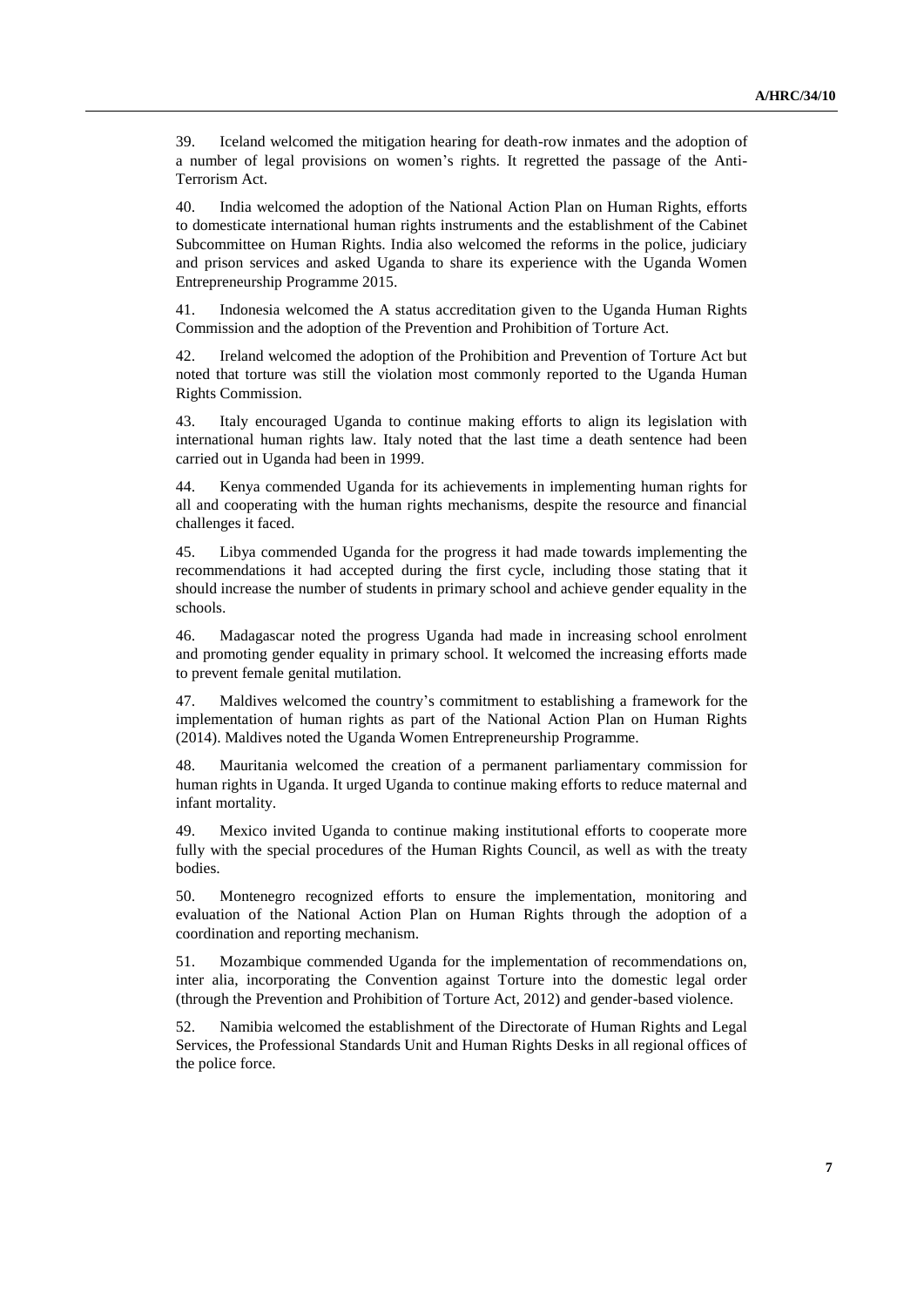39. Iceland welcomed the mitigation hearing for death-row inmates and the adoption of a number of legal provisions on women's rights. It regretted the passage of the Anti-Terrorism Act.

40. India welcomed the adoption of the National Action Plan on Human Rights, efforts to domesticate international human rights instruments and the establishment of the Cabinet Subcommittee on Human Rights. India also welcomed the reforms in the police, judiciary and prison services and asked Uganda to share its experience with the Uganda Women Entrepreneurship Programme 2015.

41. Indonesia welcomed the A status accreditation given to the Uganda Human Rights Commission and the adoption of the Prevention and Prohibition of Torture Act.

42. Ireland welcomed the adoption of the Prohibition and Prevention of Torture Act but noted that torture was still the violation most commonly reported to the Uganda Human Rights Commission.

43. Italy encouraged Uganda to continue making efforts to align its legislation with international human rights law. Italy noted that the last time a death sentence had been carried out in Uganda had been in 1999.

44. Kenya commended Uganda for its achievements in implementing human rights for all and cooperating with the human rights mechanisms, despite the resource and financial challenges it faced.

45. Libya commended Uganda for the progress it had made towards implementing the recommendations it had accepted during the first cycle, including those stating that it should increase the number of students in primary school and achieve gender equality in the schools.

46. Madagascar noted the progress Uganda had made in increasing school enrolment and promoting gender equality in primary school. It welcomed the increasing efforts made to prevent female genital mutilation.

47. Maldives welcomed the country's commitment to establishing a framework for the implementation of human rights as part of the National Action Plan on Human Rights (2014). Maldives noted the Uganda Women Entrepreneurship Programme.

48. Mauritania welcomed the creation of a permanent parliamentary commission for human rights in Uganda. It urged Uganda to continue making efforts to reduce maternal and infant mortality.

49. Mexico invited Uganda to continue making institutional efforts to cooperate more fully with the special procedures of the Human Rights Council, as well as with the treaty bodies.

50. Montenegro recognized efforts to ensure the implementation, monitoring and evaluation of the National Action Plan on Human Rights through the adoption of a coordination and reporting mechanism.

51. Mozambique commended Uganda for the implementation of recommendations on, inter alia, incorporating the Convention against Torture into the domestic legal order (through the Prevention and Prohibition of Torture Act, 2012) and gender-based violence.

52. Namibia welcomed the establishment of the Directorate of Human Rights and Legal Services, the Professional Standards Unit and Human Rights Desks in all regional offices of the police force.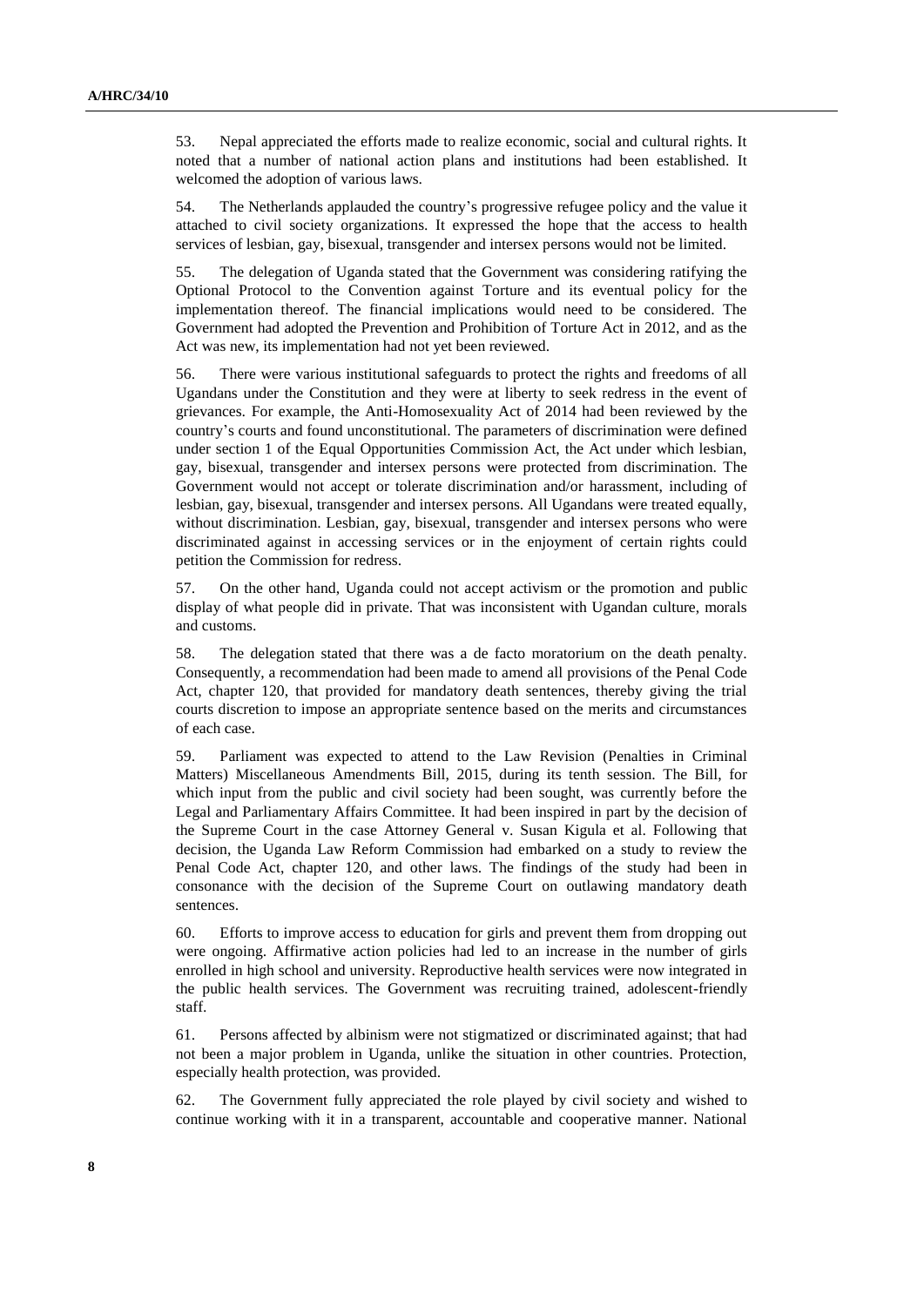53. Nepal appreciated the efforts made to realize economic, social and cultural rights. It noted that a number of national action plans and institutions had been established. It welcomed the adoption of various laws.

54. The Netherlands applauded the country's progressive refugee policy and the value it attached to civil society organizations. It expressed the hope that the access to health services of lesbian, gay, bisexual, transgender and intersex persons would not be limited.

55. The delegation of Uganda stated that the Government was considering ratifying the Optional Protocol to the Convention against Torture and its eventual policy for the implementation thereof. The financial implications would need to be considered. The Government had adopted the Prevention and Prohibition of Torture Act in 2012, and as the Act was new, its implementation had not yet been reviewed.

56. There were various institutional safeguards to protect the rights and freedoms of all Ugandans under the Constitution and they were at liberty to seek redress in the event of grievances. For example, the Anti-Homosexuality Act of 2014 had been reviewed by the country's courts and found unconstitutional. The parameters of discrimination were defined under section 1 of the Equal Opportunities Commission Act, the Act under which lesbian, gay, bisexual, transgender and intersex persons were protected from discrimination. The Government would not accept or tolerate discrimination and/or harassment, including of lesbian, gay, bisexual, transgender and intersex persons. All Ugandans were treated equally, without discrimination. Lesbian, gay, bisexual, transgender and intersex persons who were discriminated against in accessing services or in the enjoyment of certain rights could petition the Commission for redress.

57. On the other hand, Uganda could not accept activism or the promotion and public display of what people did in private. That was inconsistent with Ugandan culture, morals and customs.

58. The delegation stated that there was a de facto moratorium on the death penalty. Consequently, a recommendation had been made to amend all provisions of the Penal Code Act, chapter 120, that provided for mandatory death sentences, thereby giving the trial courts discretion to impose an appropriate sentence based on the merits and circumstances of each case.

59. Parliament was expected to attend to the Law Revision (Penalties in Criminal Matters) Miscellaneous Amendments Bill, 2015, during its tenth session. The Bill, for which input from the public and civil society had been sought, was currently before the Legal and Parliamentary Affairs Committee. It had been inspired in part by the decision of the Supreme Court in the case Attorney General v. Susan Kigula et al. Following that decision, the Uganda Law Reform Commission had embarked on a study to review the Penal Code Act, chapter 120, and other laws. The findings of the study had been in consonance with the decision of the Supreme Court on outlawing mandatory death sentences.

60. Efforts to improve access to education for girls and prevent them from dropping out were ongoing. Affirmative action policies had led to an increase in the number of girls enrolled in high school and university. Reproductive health services were now integrated in the public health services. The Government was recruiting trained, adolescent-friendly staff.

61. Persons affected by albinism were not stigmatized or discriminated against; that had not been a major problem in Uganda, unlike the situation in other countries. Protection, especially health protection, was provided.

62. The Government fully appreciated the role played by civil society and wished to continue working with it in a transparent, accountable and cooperative manner. National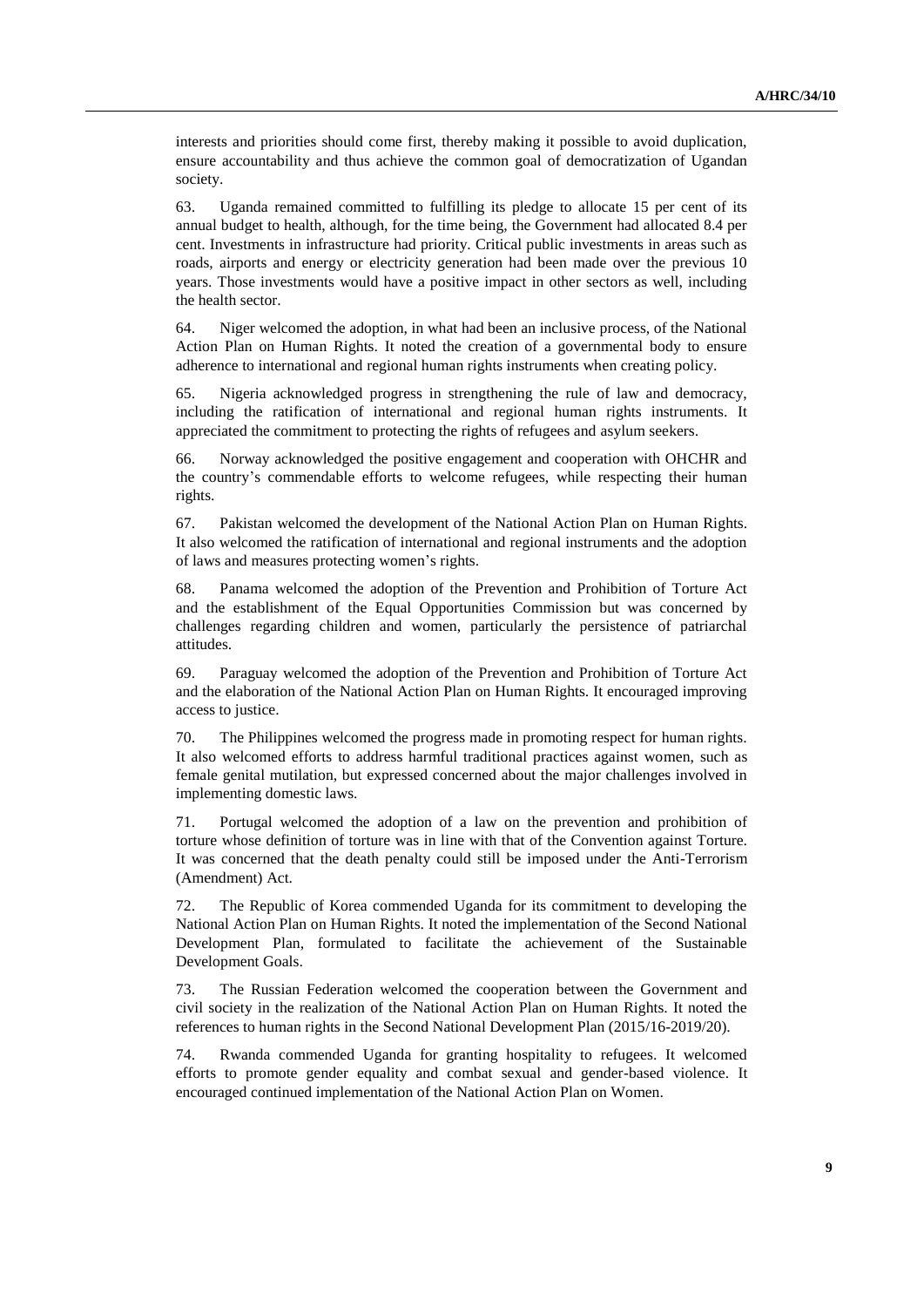interests and priorities should come first, thereby making it possible to avoid duplication, ensure accountability and thus achieve the common goal of democratization of Ugandan society.

63. Uganda remained committed to fulfilling its pledge to allocate 15 per cent of its annual budget to health, although, for the time being, the Government had allocated 8.4 per cent. Investments in infrastructure had priority. Critical public investments in areas such as roads, airports and energy or electricity generation had been made over the previous 10 years. Those investments would have a positive impact in other sectors as well, including the health sector.

64. Niger welcomed the adoption, in what had been an inclusive process, of the National Action Plan on Human Rights. It noted the creation of a governmental body to ensure adherence to international and regional human rights instruments when creating policy.

65. Nigeria acknowledged progress in strengthening the rule of law and democracy, including the ratification of international and regional human rights instruments. It appreciated the commitment to protecting the rights of refugees and asylum seekers.

66. Norway acknowledged the positive engagement and cooperation with OHCHR and the country's commendable efforts to welcome refugees, while respecting their human rights.

67. Pakistan welcomed the development of the National Action Plan on Human Rights. It also welcomed the ratification of international and regional instruments and the adoption of laws and measures protecting women's rights.

68. Panama welcomed the adoption of the Prevention and Prohibition of Torture Act and the establishment of the Equal Opportunities Commission but was concerned by challenges regarding children and women, particularly the persistence of patriarchal attitudes.

69. Paraguay welcomed the adoption of the Prevention and Prohibition of Torture Act and the elaboration of the National Action Plan on Human Rights. It encouraged improving access to justice.

70. The Philippines welcomed the progress made in promoting respect for human rights. It also welcomed efforts to address harmful traditional practices against women, such as female genital mutilation, but expressed concerned about the major challenges involved in implementing domestic laws.

71. Portugal welcomed the adoption of a law on the prevention and prohibition of torture whose definition of torture was in line with that of the Convention against Torture. It was concerned that the death penalty could still be imposed under the Anti-Terrorism (Amendment) Act.

72. The Republic of Korea commended Uganda for its commitment to developing the National Action Plan on Human Rights. It noted the implementation of the Second National Development Plan, formulated to facilitate the achievement of the Sustainable Development Goals.

73. The Russian Federation welcomed the cooperation between the Government and civil society in the realization of the National Action Plan on Human Rights. It noted the references to human rights in the Second National Development Plan (2015/16-2019/20).

74. Rwanda commended Uganda for granting hospitality to refugees. It welcomed efforts to promote gender equality and combat sexual and gender-based violence. It encouraged continued implementation of the National Action Plan on Women.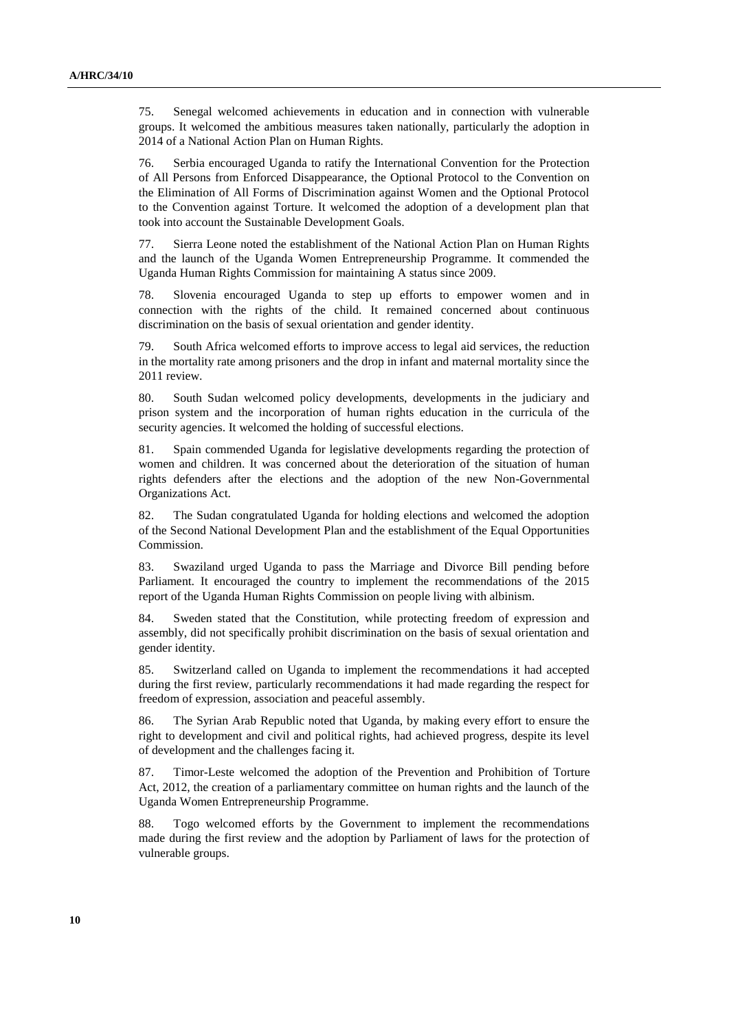75. Senegal welcomed achievements in education and in connection with vulnerable groups. It welcomed the ambitious measures taken nationally, particularly the adoption in 2014 of a National Action Plan on Human Rights.

76. Serbia encouraged Uganda to ratify the International Convention for the Protection of All Persons from Enforced Disappearance, the Optional Protocol to the Convention on the Elimination of All Forms of Discrimination against Women and the Optional Protocol to the Convention against Torture. It welcomed the adoption of a development plan that took into account the Sustainable Development Goals.

77. Sierra Leone noted the establishment of the National Action Plan on Human Rights and the launch of the Uganda Women Entrepreneurship Programme. It commended the Uganda Human Rights Commission for maintaining A status since 2009.

78. Slovenia encouraged Uganda to step up efforts to empower women and in connection with the rights of the child. It remained concerned about continuous discrimination on the basis of sexual orientation and gender identity.

79. South Africa welcomed efforts to improve access to legal aid services, the reduction in the mortality rate among prisoners and the drop in infant and maternal mortality since the 2011 review.

80. South Sudan welcomed policy developments, developments in the judiciary and prison system and the incorporation of human rights education in the curricula of the security agencies. It welcomed the holding of successful elections.

81. Spain commended Uganda for legislative developments regarding the protection of women and children. It was concerned about the deterioration of the situation of human rights defenders after the elections and the adoption of the new Non-Governmental Organizations Act.

82. The Sudan congratulated Uganda for holding elections and welcomed the adoption of the Second National Development Plan and the establishment of the Equal Opportunities Commission.

83. Swaziland urged Uganda to pass the Marriage and Divorce Bill pending before Parliament. It encouraged the country to implement the recommendations of the 2015 report of the Uganda Human Rights Commission on people living with albinism.

84. Sweden stated that the Constitution, while protecting freedom of expression and assembly, did not specifically prohibit discrimination on the basis of sexual orientation and gender identity.

85. Switzerland called on Uganda to implement the recommendations it had accepted during the first review, particularly recommendations it had made regarding the respect for freedom of expression, association and peaceful assembly.

86. The Syrian Arab Republic noted that Uganda, by making every effort to ensure the right to development and civil and political rights, had achieved progress, despite its level of development and the challenges facing it.

87. Timor-Leste welcomed the adoption of the Prevention and Prohibition of Torture Act, 2012, the creation of a parliamentary committee on human rights and the launch of the Uganda Women Entrepreneurship Programme.

88. Togo welcomed efforts by the Government to implement the recommendations made during the first review and the adoption by Parliament of laws for the protection of vulnerable groups.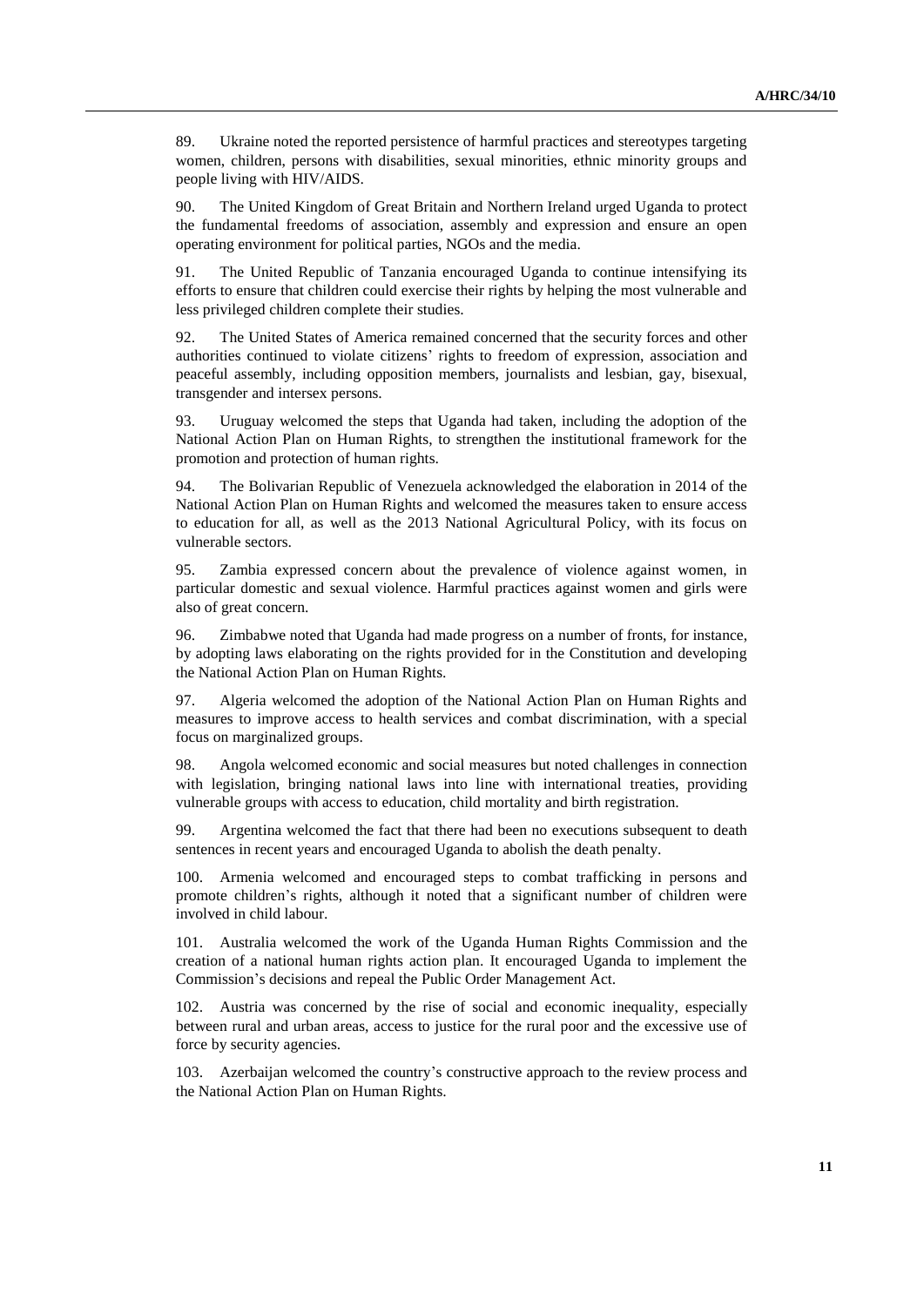89. Ukraine noted the reported persistence of harmful practices and stereotypes targeting women, children, persons with disabilities, sexual minorities, ethnic minority groups and people living with HIV/AIDS.

90. The United Kingdom of Great Britain and Northern Ireland urged Uganda to protect the fundamental freedoms of association, assembly and expression and ensure an open operating environment for political parties, NGOs and the media.

91. The United Republic of Tanzania encouraged Uganda to continue intensifying its efforts to ensure that children could exercise their rights by helping the most vulnerable and less privileged children complete their studies.

92. The United States of America remained concerned that the security forces and other authorities continued to violate citizens' rights to freedom of expression, association and peaceful assembly, including opposition members, journalists and lesbian, gay, bisexual, transgender and intersex persons.

93. Uruguay welcomed the steps that Uganda had taken, including the adoption of the National Action Plan on Human Rights, to strengthen the institutional framework for the promotion and protection of human rights.

94. The Bolivarian Republic of Venezuela acknowledged the elaboration in 2014 of the National Action Plan on Human Rights and welcomed the measures taken to ensure access to education for all, as well as the 2013 National Agricultural Policy, with its focus on vulnerable sectors.

95. Zambia expressed concern about the prevalence of violence against women, in particular domestic and sexual violence. Harmful practices against women and girls were also of great concern.

96. Zimbabwe noted that Uganda had made progress on a number of fronts, for instance, by adopting laws elaborating on the rights provided for in the Constitution and developing the National Action Plan on Human Rights.

97. Algeria welcomed the adoption of the National Action Plan on Human Rights and measures to improve access to health services and combat discrimination, with a special focus on marginalized groups.

98. Angola welcomed economic and social measures but noted challenges in connection with legislation, bringing national laws into line with international treaties, providing vulnerable groups with access to education, child mortality and birth registration.

99. Argentina welcomed the fact that there had been no executions subsequent to death sentences in recent years and encouraged Uganda to abolish the death penalty.

100. Armenia welcomed and encouraged steps to combat trafficking in persons and promote children's rights, although it noted that a significant number of children were involved in child labour.

101. Australia welcomed the work of the Uganda Human Rights Commission and the creation of a national human rights action plan. It encouraged Uganda to implement the Commission's decisions and repeal the Public Order Management Act.

102. Austria was concerned by the rise of social and economic inequality, especially between rural and urban areas, access to justice for the rural poor and the excessive use of force by security agencies.

103. Azerbaijan welcomed the country's constructive approach to the review process and the National Action Plan on Human Rights.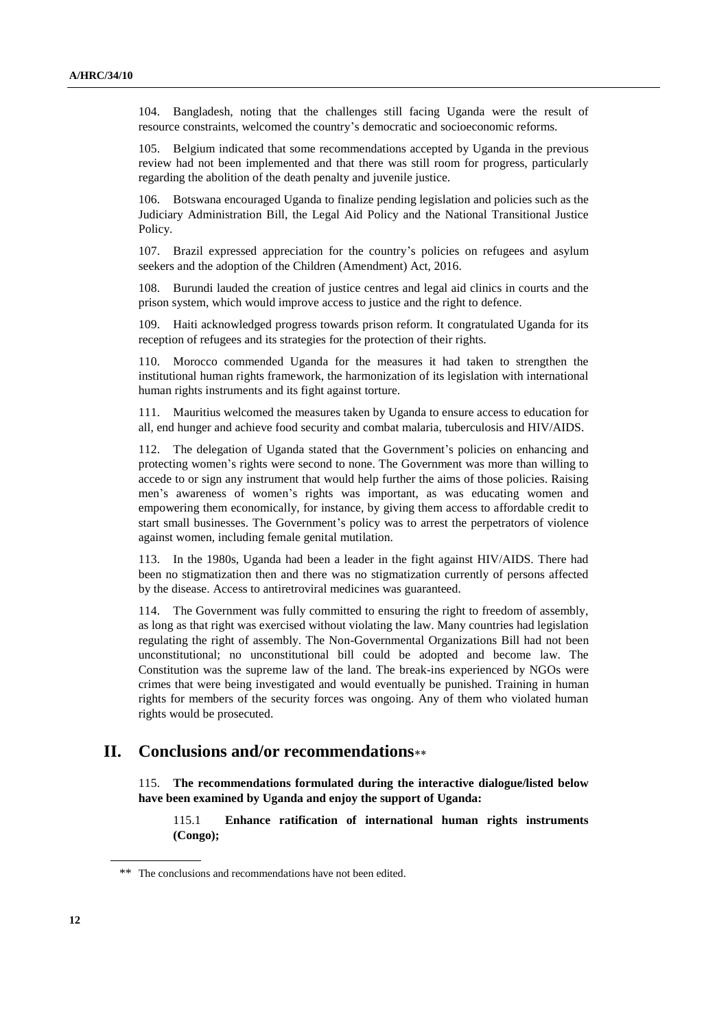104. Bangladesh, noting that the challenges still facing Uganda were the result of resource constraints, welcomed the country's democratic and socioeconomic reforms.

105. Belgium indicated that some recommendations accepted by Uganda in the previous review had not been implemented and that there was still room for progress, particularly regarding the abolition of the death penalty and juvenile justice.

106. Botswana encouraged Uganda to finalize pending legislation and policies such as the Judiciary Administration Bill, the Legal Aid Policy and the National Transitional Justice Policy.

107. Brazil expressed appreciation for the country's policies on refugees and asylum seekers and the adoption of the Children (Amendment) Act, 2016.

108. Burundi lauded the creation of justice centres and legal aid clinics in courts and the prison system, which would improve access to justice and the right to defence.

109. Haiti acknowledged progress towards prison reform. It congratulated Uganda for its reception of refugees and its strategies for the protection of their rights.

110. Morocco commended Uganda for the measures it had taken to strengthen the institutional human rights framework, the harmonization of its legislation with international human rights instruments and its fight against torture.

111. Mauritius welcomed the measures taken by Uganda to ensure access to education for all, end hunger and achieve food security and combat malaria, tuberculosis and HIV/AIDS.

112. The delegation of Uganda stated that the Government's policies on enhancing and protecting women's rights were second to none. The Government was more than willing to accede to or sign any instrument that would help further the aims of those policies. Raising men's awareness of women's rights was important, as was educating women and empowering them economically, for instance, by giving them access to affordable credit to start small businesses. The Government's policy was to arrest the perpetrators of violence against women, including female genital mutilation.

113. In the 1980s, Uganda had been a leader in the fight against HIV/AIDS. There had been no stigmatization then and there was no stigmatization currently of persons affected by the disease. Access to antiretroviral medicines was guaranteed.

114. The Government was fully committed to ensuring the right to freedom of assembly, as long as that right was exercised without violating the law. Many countries had legislation regulating the right of assembly. The Non-Governmental Organizations Bill had not been unconstitutional; no unconstitutional bill could be adopted and become law. The Constitution was the supreme law of the land. The break-ins experienced by NGOs were crimes that were being investigated and would eventually be punished. Training in human rights for members of the security forces was ongoing. Any of them who violated human rights would be prosecuted.

## II. Conclusions and/or recommendations**

115. **The recommendations formulated during the interactive dialogue/listed below have been examined by Uganda and enjoy the support of Uganda:**

> 115.1 **Enhance ratification of international human rights instruments (Congo);**

** The conclusions and recommendations have not been edited.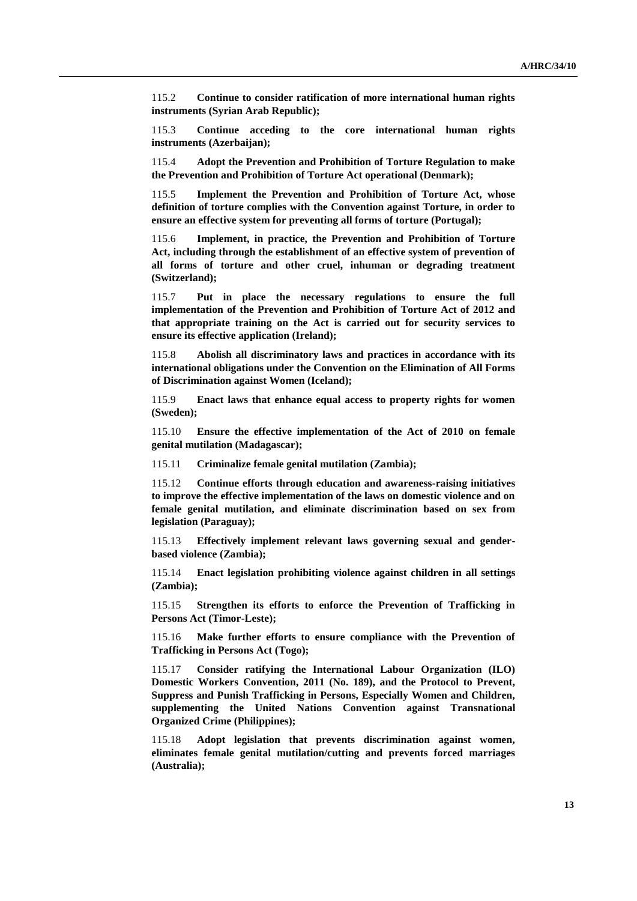115.2 **Continue to consider ratification of more international human rights instruments (Syrian Arab Republic);**

115.3 **Continue acceding to the core international human rights instruments (Azerbaijan);**

115.4 **Adopt the Prevention and Prohibition of Torture Regulation to make the Prevention and Prohibition of Torture Act operational (Denmark);**

115.5 **Implement the Prevention and Prohibition of Torture Act, whose definition of torture complies with the Convention against Torture, in order to ensure an effective system for preventing all forms of torture (Portugal);**

115.6 **Implement, in practice, the Prevention and Prohibition of Torture Act, including through the establishment of an effective system of prevention of all forms of torture and other cruel, inhuman or degrading treatment (Switzerland);**

115.7 **Put in place the necessary regulations to ensure the full implementation of the Prevention and Prohibition of Torture Act of 2012 and that appropriate training on the Act is carried out for security services to ensure its effective application (Ireland);**

115.8 **Abolish all discriminatory laws and practices in accordance with its international obligations under the Convention on the Elimination of All Forms of Discrimination against Women (Iceland);**

115.9 **Enact laws that enhance equal access to property rights for women (Sweden);**

115.10 **Ensure the effective implementation of the Act of 2010 on female genital mutilation (Madagascar);**

115.11 **Criminalize female genital mutilation (Zambia);**

115.12 **Continue efforts through education and awareness-raising initiatives to improve the effective implementation of the laws on domestic violence and on female genital mutilation, and eliminate discrimination based on sex from legislation (Paraguay);**

115.13 **Effectively implement relevant laws governing sexual and gender-based violence (Zambia);**

115.14 **Enact legislation prohibiting violence against children in all settings (Zambia);**

115.15 **Strengthen its efforts to enforce the Prevention of Trafficking in Persons Act (Timor-Leste);**

115.16 **Make further efforts to ensure compliance with the Prevention of Trafficking in Persons Act (Togo);**

115.17 **Consider ratifying the International Labour Organization (ILO) Domestic Workers Convention, 2011 (No. 189), and the Protocol to Prevent, Suppress and Punish Trafficking in Persons, Especially Women and Children, supplementing the United Nations Convention against Transnational Organized Crime (Philippines);**

115.18 **Adopt legislation that prevents discrimination against women, eliminates female genital mutilation/cutting and prevents forced marriages (Australia);**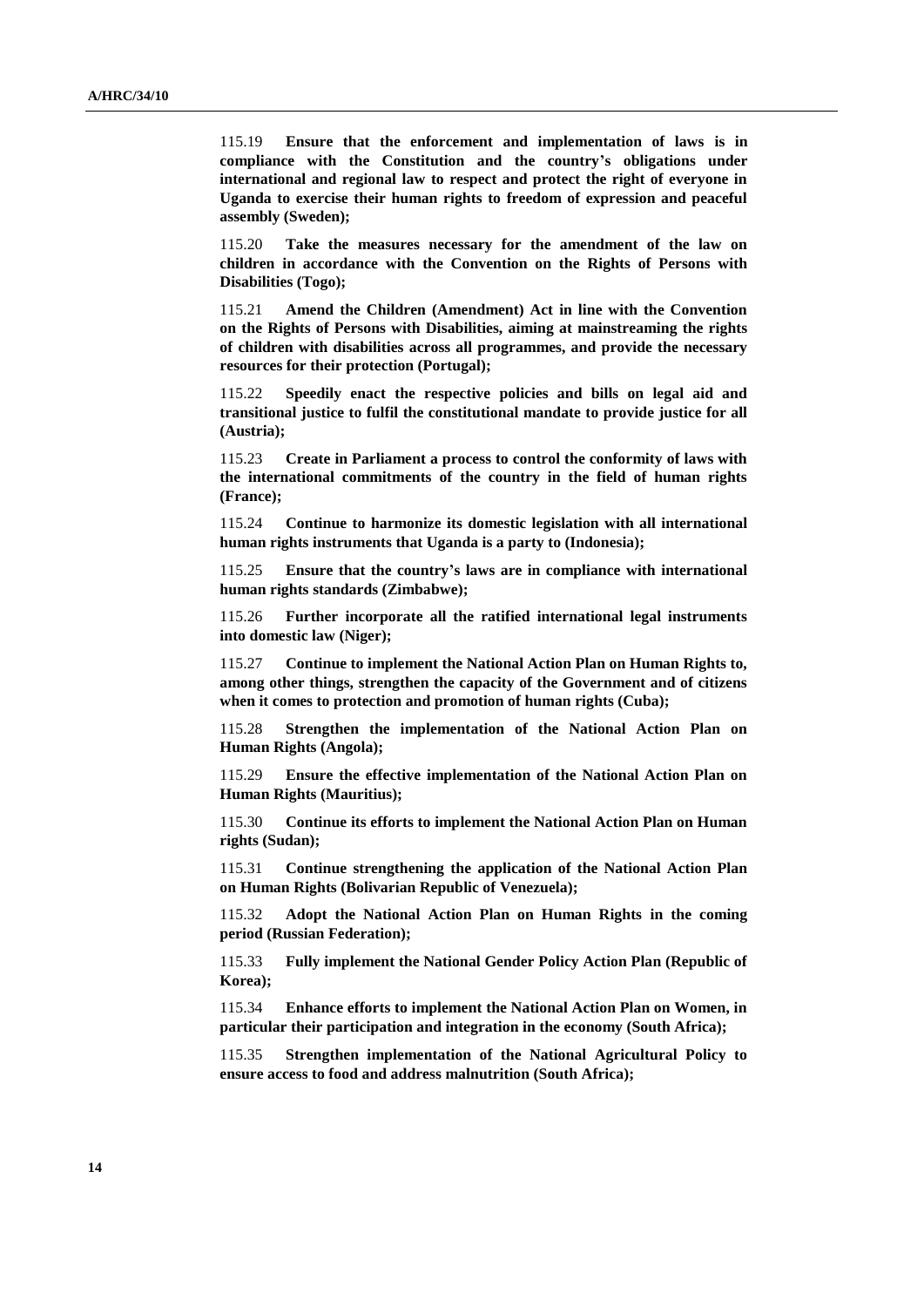115.19 **Ensure that the enforcement and implementation of laws is in compliance with the Constitution and the country's obligations under international and regional law to respect and protect the right of everyone in Uganda to exercise their human rights to freedom of expression and peaceful assembly (Sweden);**

115.20 **Take the measures necessary for the amendment of the law on children in accordance with the Convention on the Rights of Persons with Disabilities (Togo);**

115.21 **Amend the Children (Amendment) Act in line with the Convention on the Rights of Persons with Disabilities, aiming at mainstreaming the rights of children with disabilities across all programmes, and provide the necessary resources for their protection (Portugal);**

115.22 **Speedily enact the respective policies and bills on legal aid and transitional justice to fulfil the constitutional mandate to provide justice for all (Austria);**

115.23 **Create in Parliament a process to control the conformity of laws with the international commitments of the country in the field of human rights (France);**

115.24 **Continue to harmonize its domestic legislation with all international human rights instruments that Uganda is a party to (Indonesia);**

115.25 **Ensure that the country's laws are in compliance with international human rights standards (Zimbabwe);**

115.26 **Further incorporate all the ratified international legal instruments into domestic law (Niger);**

115.27 **Continue to implement the National Action Plan on Human Rights to, among other things, strengthen the capacity of the Government and of citizens when it comes to protection and promotion of human rights (Cuba);**

115.28 **Strengthen the implementation of the National Action Plan on Human Rights (Angola);**

115.29 **Ensure the effective implementation of the National Action Plan on Human Rights (Mauritius);**

115.30 **Continue its efforts to implement the National Action Plan on Human rights (Sudan);**

115.31 **Continue strengthening the application of the National Action Plan on Human Rights (Bolivarian Republic of Venezuela);**

115.32 **Adopt the National Action Plan on Human Rights in the coming period (Russian Federation);**

115.33 **Fully implement the National Gender Policy Action Plan (Republic of Korea);**

115.34 **Enhance efforts to implement the National Action Plan on Women, in particular their participation and integration in the economy (South Africa);**

115.35 **Strengthen implementation of the National Agricultural Policy to ensure access to food and address malnutrition (South Africa);**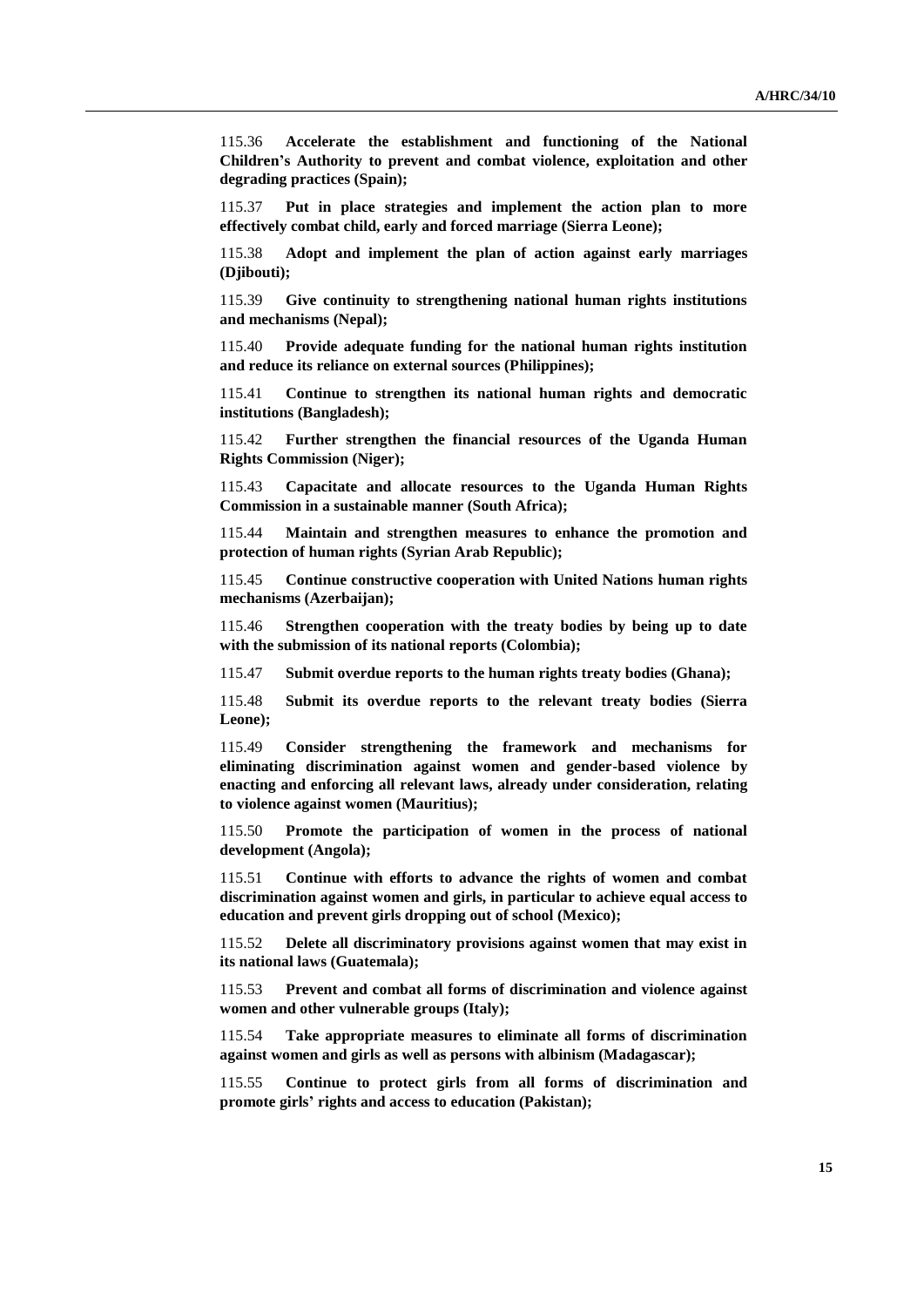115.36 **Accelerate the establishment and functioning of the National Children's Authority to prevent and combat violence, exploitation and other degrading practices (Spain);**

115.37 **Put in place strategies and implement the action plan to more effectively combat child, early and forced marriage (Sierra Leone);**

115.38 **Adopt and implement the plan of action against early marriages (Djibouti);**

115.39 **Give continuity to strengthening national human rights institutions and mechanisms (Nepal);**

115.40 **Provide adequate funding for the national human rights institution and reduce its reliance on external sources (Philippines);**

115.41 **Continue to strengthen its national human rights and democratic institutions (Bangladesh);**

115.42 **Further strengthen the financial resources of the Uganda Human Rights Commission (Niger);**

115.43 **Capacitate and allocate resources to the Uganda Human Rights Commission in a sustainable manner (South Africa);**

115.44 **Maintain and strengthen measures to enhance the promotion and protection of human rights (Syrian Arab Republic);**

115.45 **Continue constructive cooperation with United Nations human rights mechanisms (Azerbaijan);**

115.46 **Strengthen cooperation with the treaty bodies by being up to date with the submission of its national reports (Colombia);**

115.47 **Submit overdue reports to the human rights treaty bodies (Ghana);**

115.48 **Submit its overdue reports to the relevant treaty bodies (Sierra Leone);**

115.49 **Consider strengthening the framework and mechanisms for eliminating discrimination against women and gender-based violence by enacting and enforcing all relevant laws, already under consideration, relating to violence against women (Mauritius);**

115.50 **Promote the participation of women in the process of national development (Angola);**

115.51 **Continue with efforts to advance the rights of women and combat discrimination against women and girls, in particular to achieve equal access to education and prevent girls dropping out of school (Mexico);**

115.52 **Delete all discriminatory provisions against women that may exist in its national laws (Guatemala);**

115.53 **Prevent and combat all forms of discrimination and violence against women and other vulnerable groups (Italy);**

115.54 **Take appropriate measures to eliminate all forms of discrimination against women and girls as well as persons with albinism (Madagascar);**

115.55 **Continue to protect girls from all forms of discrimination and promote girls' rights and access to education (Pakistan);**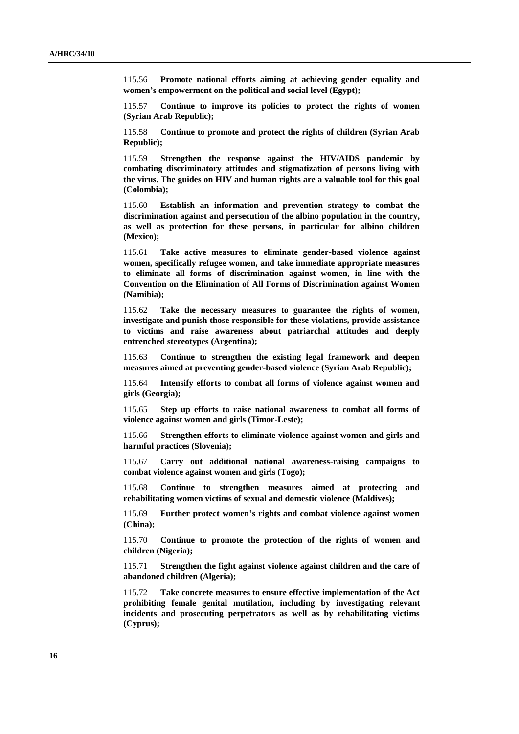115.56 **Promote national efforts aiming at achieving gender equality and women's empowerment on the political and social level (Egypt);**

115.57 **Continue to improve its policies to protect the rights of women (Syrian Arab Republic);**

115.58 **Continue to promote and protect the rights of children (Syrian Arab Republic);**

115.59 **Strengthen the response against the HIV/AIDS pandemic by combating discriminatory attitudes and stigmatization of persons living with the virus. The guides on HIV and human rights are a valuable tool for this goal (Colombia);**

115.60 **Establish an information and prevention strategy to combat the discrimination against and persecution of the albino population in the country, as well as protection for these persons, in particular for albino children (Mexico);**

115.61 **Take active measures to eliminate gender-based violence against women, specifically refugee women, and take immediate appropriate measures to eliminate all forms of discrimination against women, in line with the Convention on the Elimination of All Forms of Discrimination against Women (Namibia);**

115.62 **Take the necessary measures to guarantee the rights of women, investigate and punish those responsible for these violations, provide assistance to victims and raise awareness about patriarchal attitudes and deeply entrenched stereotypes (Argentina);**

115.63 **Continue to strengthen the existing legal framework and deepen measures aimed at preventing gender-based violence (Syrian Arab Republic);**

115.64 **Intensify efforts to combat all forms of violence against women and girls (Georgia);**

115.65 **Step up efforts to raise national awareness to combat all forms of violence against women and girls (Timor-Leste);**

115.66 **Strengthen efforts to eliminate violence against women and girls and harmful practices (Slovenia);**

115.67 **Carry out additional national awareness-raising campaigns to combat violence against women and girls (Togo);**

115.68 **Continue to strengthen measures aimed at protecting and rehabilitating women victims of sexual and domestic violence (Maldives);**

115.69 **Further protect women's rights and combat violence against women (China);**

115.70 **Continue to promote the protection of the rights of women and children (Nigeria);**

115.71 **Strengthen the fight against violence against children and the care of abandoned children (Algeria);**

115.72 **Take concrete measures to ensure effective implementation of the Act prohibiting female genital mutilation, including by investigating relevant incidents and prosecuting perpetrators as well as by rehabilitating victims (Cyprus);**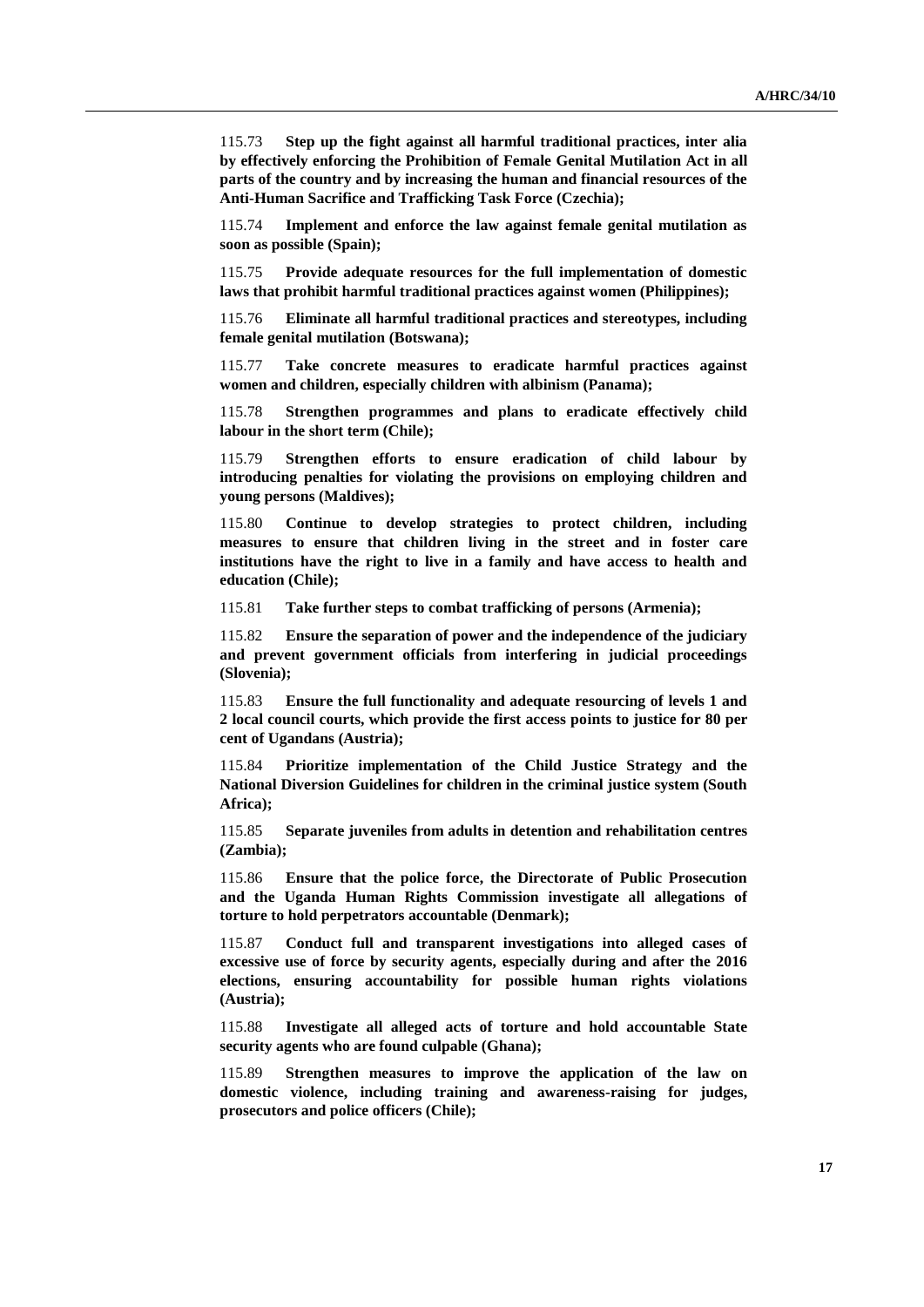115.73 **Step up the fight against all harmful traditional practices, inter alia by effectively enforcing the Prohibition of Female Genital Mutilation Act in all parts of the country and by increasing the human and financial resources of the Anti-Human Sacrifice and Trafficking Task Force (Czechia);**

115.74 **Implement and enforce the law against female genital mutilation as soon as possible (Spain);**

115.75 **Provide adequate resources for the full implementation of domestic laws that prohibit harmful traditional practices against women (Philippines);**

115.76 **Eliminate all harmful traditional practices and stereotypes, including female genital mutilation (Botswana);**

115.77 **Take concrete measures to eradicate harmful practices against women and children, especially children with albinism (Panama);**

115.78 **Strengthen programmes and plans to eradicate effectively child labour in the short term (Chile);**

115.79 **Strengthen efforts to ensure eradication of child labour by introducing penalties for violating the provisions on employing children and young persons (Maldives);**

115.80 **Continue to develop strategies to protect children, including measures to ensure that children living in the street and in foster care institutions have the right to live in a family and have access to health and education (Chile);**

115.81 **Take further steps to combat trafficking of persons (Armenia);**

115.82 **Ensure the separation of power and the independence of the judiciary and prevent government officials from interfering in judicial proceedings (Slovenia);**

115.83 **Ensure the full functionality and adequate resourcing of levels 1 and 2 local council courts, which provide the first access points to justice for 80 per cent of Ugandans (Austria);**

115.84 **Prioritize implementation of the Child Justice Strategy and the National Diversion Guidelines for children in the criminal justice system (South Africa);**

115.85 **Separate juveniles from adults in detention and rehabilitation centres (Zambia);**

115.86 **Ensure that the police force, the Directorate of Public Prosecution and the Uganda Human Rights Commission investigate all allegations of torture to hold perpetrators accountable (Denmark);**

115.87 **Conduct full and transparent investigations into alleged cases of excessive use of force by security agents, especially during and after the 2016 elections, ensuring accountability for possible human rights violations (Austria);**

115.88 **Investigate all alleged acts of torture and hold accountable State security agents who are found culpable (Ghana);**

115.89 **Strengthen measures to improve the application of the law on domestic violence, including training and awareness-raising for judges, prosecutors and police officers (Chile);**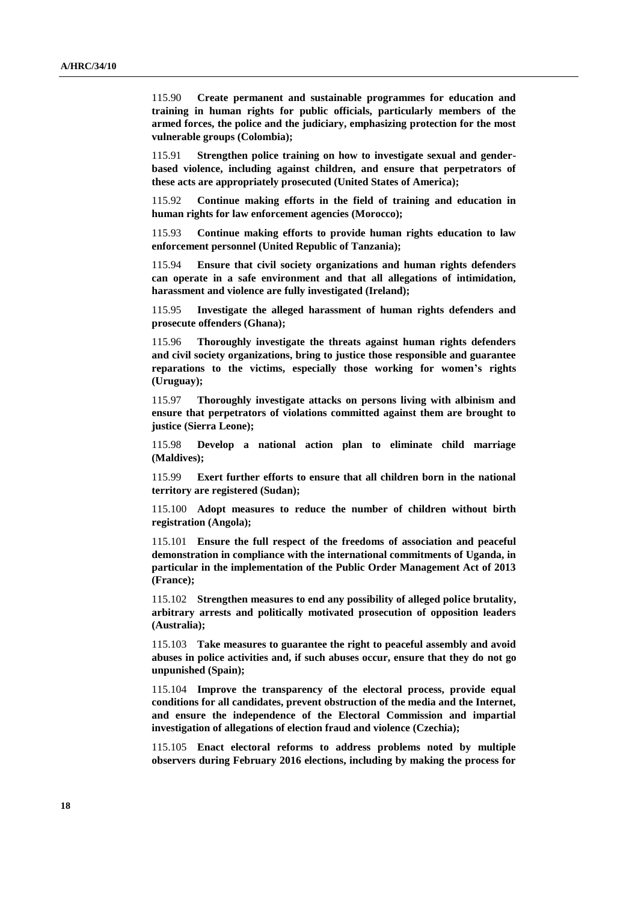115.90 **Create permanent and sustainable programmes for education and training in human rights for public officials, particularly members of the armed forces, the police and the judiciary, emphasizing protection for the most vulnerable groups (Colombia);**

115.91 **Strengthen police training on how to investigate sexual and gender-based violence, including against children, and ensure that perpetrators of these acts are appropriately prosecuted (United States of America);**

115.92 **Continue making efforts in the field of training and education in human rights for law enforcement agencies (Morocco);**

115.93 **Continue making efforts to provide human rights education to law enforcement personnel (United Republic of Tanzania);**

115.94 **Ensure that civil society organizations and human rights defenders can operate in a safe environment and that all allegations of intimidation, harassment and violence are fully investigated (Ireland);**

115.95 **Investigate the alleged harassment of human rights defenders and prosecute offenders (Ghana);**

115.96 **Thoroughly investigate the threats against human rights defenders and civil society organizations, bring to justice those responsible and guarantee reparations to the victims, especially those working for women's rights (Uruguay);**

115.97 **Thoroughly investigate attacks on persons living with albinism and ensure that perpetrators of violations committed against them are brought to justice (Sierra Leone);**

115.98 **Develop a national action plan to eliminate child marriage (Maldives);**

115.99 **Exert further efforts to ensure that all children born in the national territory are registered (Sudan);**

115.100 **Adopt measures to reduce the number of children without birth registration (Angola);**

115.101 **Ensure the full respect of the freedoms of association and peaceful demonstration in compliance with the international commitments of Uganda, in particular in the implementation of the Public Order Management Act of 2013 (France);**

115.102 **Strengthen measures to end any possibility of alleged police brutality, arbitrary arrests and politically motivated prosecution of opposition leaders (Australia);**

115.103 **Take measures to guarantee the right to peaceful assembly and avoid abuses in police activities and, if such abuses occur, ensure that they do not go unpunished (Spain);**

115.104 **Improve the transparency of the electoral process, provide equal conditions for all candidates, prevent obstruction of the media and the Internet, and ensure the independence of the Electoral Commission and impartial investigation of allegations of election fraud and violence (Czechia);**

115.105 **Enact electoral reforms to address problems noted by multiple observers during February 2016 elections, including by making the process for**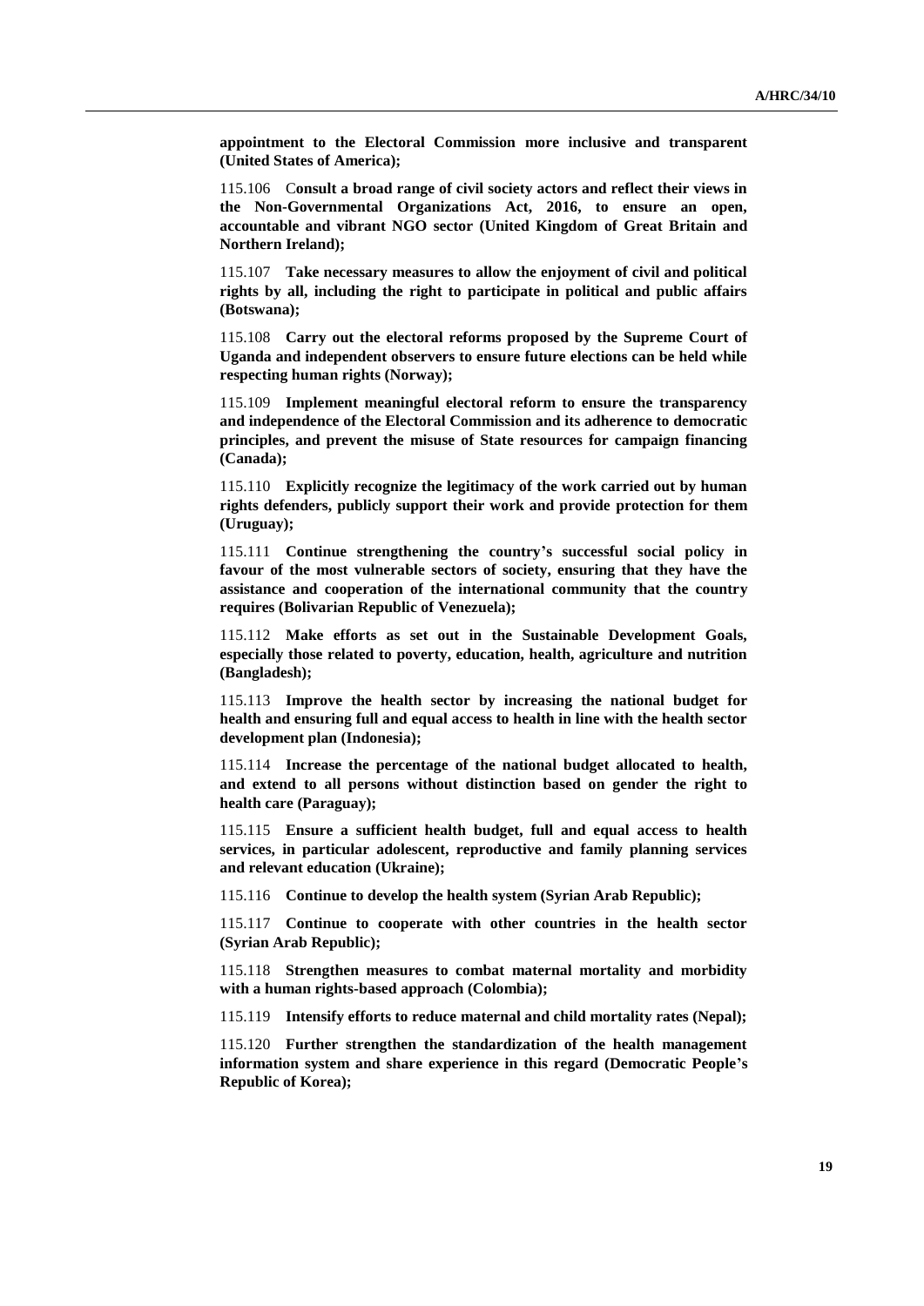**appointment to the Electoral Commission more inclusive and transparent (United States of America);**

115.106 C**onsult a broad range of civil society actors and reflect their views in the Non-Governmental Organizations Act, 2016, to ensure an open, accountable and vibrant NGO sector (United Kingdom of Great Britain and Northern Ireland);**

115.107 **Take necessary measures to allow the enjoyment of civil and political rights by all, including the right to participate in political and public affairs (Botswana);**

115.108 **Carry out the electoral reforms proposed by the Supreme Court of Uganda and independent observers to ensure future elections can be held while respecting human rights (Norway);**

115.109 **Implement meaningful electoral reform to ensure the transparency and independence of the Electoral Commission and its adherence to democratic principles, and prevent the misuse of State resources for campaign financing (Canada);**

115.110 **Explicitly recognize the legitimacy of the work carried out by human rights defenders, publicly support their work and provide protection for them (Uruguay);**

115.111 **Continue strengthening the country's successful social policy in favour of the most vulnerable sectors of society, ensuring that they have the assistance and cooperation of the international community that the country requires (Bolivarian Republic of Venezuela);**

115.112 **Make efforts as set out in the Sustainable Development Goals, especially those related to poverty, education, health, agriculture and nutrition (Bangladesh);**

115.113 **Improve the health sector by increasing the national budget for health and ensuring full and equal access to health in line with the health sector development plan (Indonesia);**

115.114 **Increase the percentage of the national budget allocated to health, and extend to all persons without distinction based on gender the right to health care (Paraguay);**

115.115 **Ensure a sufficient health budget, full and equal access to health services, in particular adolescent, reproductive and family planning services and relevant education (Ukraine);**

115.116 **Continue to develop the health system (Syrian Arab Republic);**

115.117 **Continue to cooperate with other countries in the health sector (Syrian Arab Republic);**

115.118 **Strengthen measures to combat maternal mortality and morbidity with a human rights-based approach (Colombia);**

115.119 **Intensify efforts to reduce maternal and child mortality rates (Nepal);**

115.120 **Further strengthen the standardization of the health management information system and share experience in this regard (Democratic People's Republic of Korea);**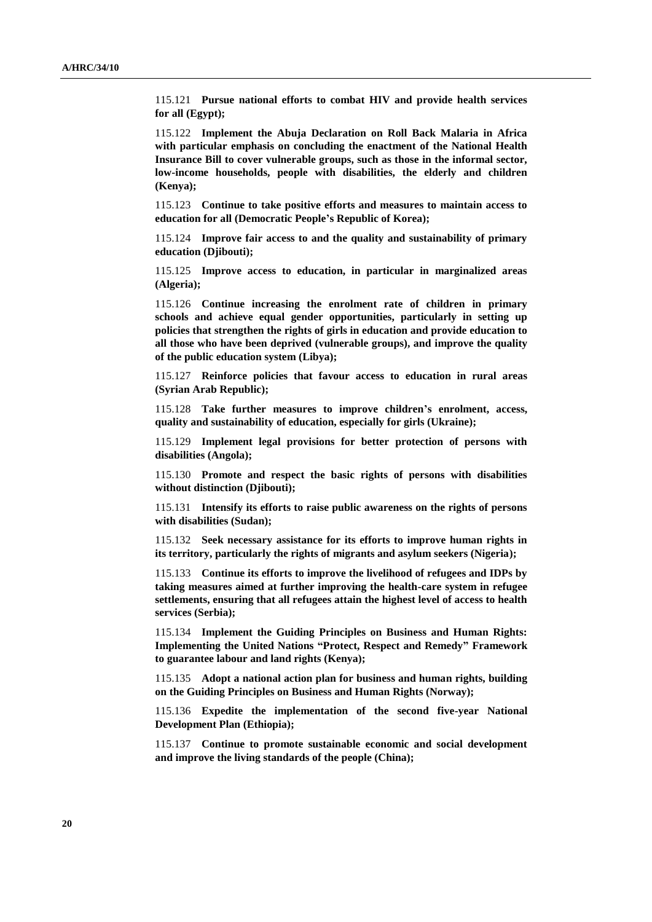115.121 **Pursue national efforts to combat HIV and provide health services for all (Egypt);**

115.122 **Implement the Abuja Declaration on Roll Back Malaria in Africa with particular emphasis on concluding the enactment of the National Health Insurance Bill to cover vulnerable groups, such as those in the informal sector, low-income households, people with disabilities, the elderly and children (Kenya);**

115.123 **Continue to take positive efforts and measures to maintain access to education for all (Democratic People's Republic of Korea);**

115.124 **Improve fair access to and the quality and sustainability of primary education (Djibouti);**

115.125 **Improve access to education, in particular in marginalized areas (Algeria);**

115.126 **Continue increasing the enrolment rate of children in primary schools and achieve equal gender opportunities, particularly in setting up policies that strengthen the rights of girls in education and provide education to all those who have been deprived (vulnerable groups), and improve the quality of the public education system (Libya);**

115.127 **Reinforce policies that favour access to education in rural areas (Syrian Arab Republic);**

115.128 **Take further measures to improve children's enrolment, access, quality and sustainability of education, especially for girls (Ukraine);**

115.129 **Implement legal provisions for better protection of persons with disabilities (Angola);**

115.130 **Promote and respect the basic rights of persons with disabilities without distinction (Djibouti);**

115.131 **Intensify its efforts to raise public awareness on the rights of persons with disabilities (Sudan);**

115.132 **Seek necessary assistance for its efforts to improve human rights in its territory, particularly the rights of migrants and asylum seekers (Nigeria);**

115.133 **Continue its efforts to improve the livelihood of refugees and IDPs by taking measures aimed at further improving the health-care system in refugee settlements, ensuring that all refugees attain the highest level of access to health services (Serbia);**

115.134 **Implement the Guiding Principles on Business and Human Rights: Implementing the United Nations "Protect, Respect and Remedy" Framework to guarantee labour and land rights (Kenya);**

115.135 **Adopt a national action plan for business and human rights, building on the Guiding Principles on Business and Human Rights (Norway);**

115.136 **Expedite the implementation of the second five-year National Development Plan (Ethiopia);**

115.137 **Continue to promote sustainable economic and social development and improve the living standards of the people (China);**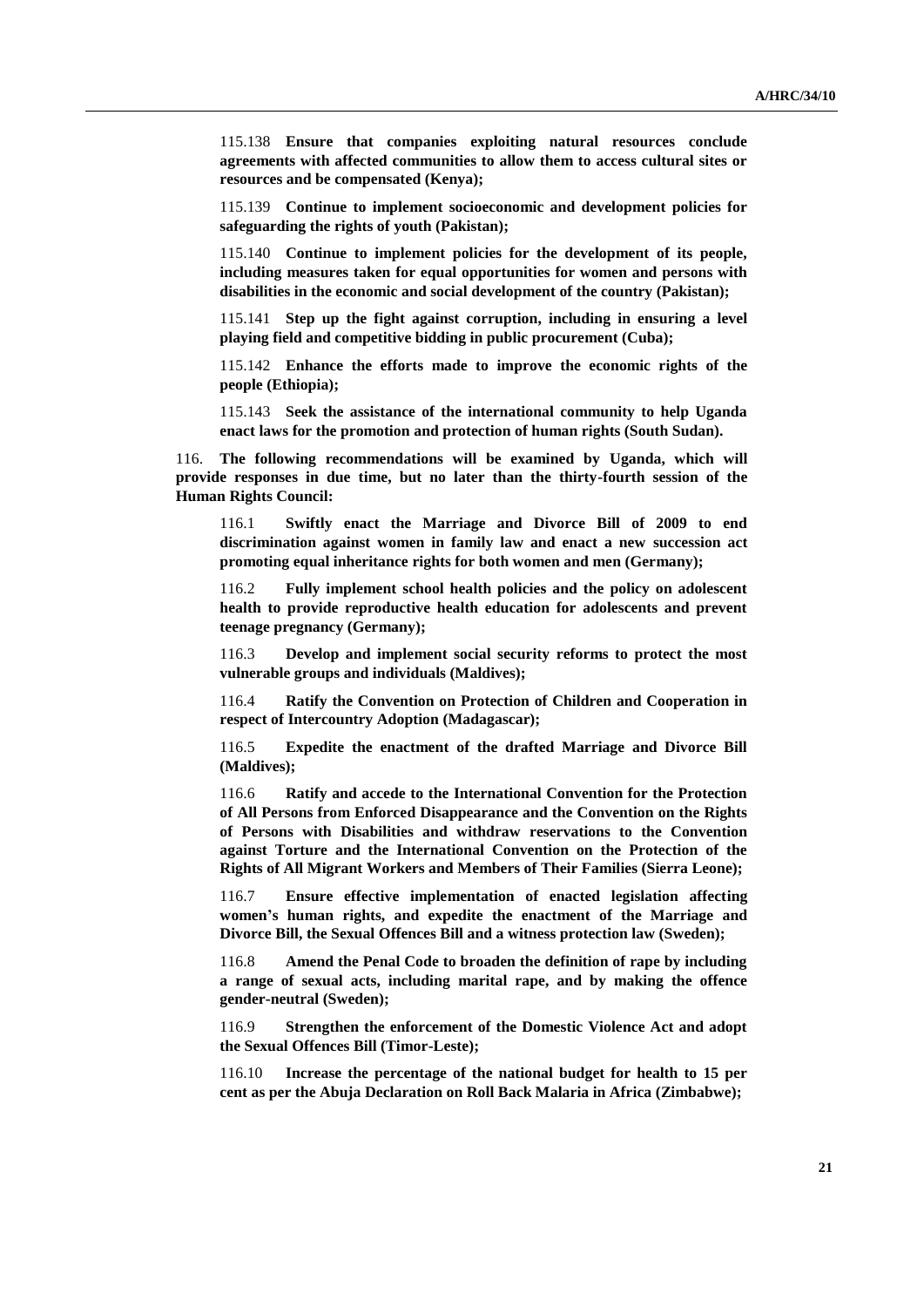115.138 **Ensure that companies exploiting natural resources conclude agreements with affected communities to allow them to access cultural sites or resources and be compensated (Kenya);**

115.139 **Continue to implement socioeconomic and development policies for safeguarding the rights of youth (Pakistan);**

115.140 **Continue to implement policies for the development of its people, including measures taken for equal opportunities for women and persons with disabilities in the economic and social development of the country (Pakistan);**

115.141 **Step up the fight against corruption, including in ensuring a level playing field and competitive bidding in public procurement (Cuba);**

115.142 **Enhance the efforts made to improve the economic rights of the people (Ethiopia);**

115.143 **Seek the assistance of the international community to help Uganda enact laws for the promotion and protection of human rights (South Sudan).**

116. **The following recommendations will be examined by Uganda, which will provide responses in due time, but no later than the thirty-fourth session of the Human Rights Council:**

116.1 **Swiftly enact the Marriage and Divorce Bill of 2009 to end discrimination against women in family law and enact a new succession act promoting equal inheritance rights for both women and men (Germany);**

116.2 **Fully implement school health policies and the policy on adolescent health to provide reproductive health education for adolescents and prevent teenage pregnancy (Germany);**

116.3 **Develop and implement social security reforms to protect the most vulnerable groups and individuals (Maldives);**

116.4 **Ratify the Convention on Protection of Children and Cooperation in respect of Intercountry Adoption (Madagascar);**

116.5 **Expedite the enactment of the drafted Marriage and Divorce Bill (Maldives);**

116.6 **Ratify and accede to the International Convention for the Protection of All Persons from Enforced Disappearance and the Convention on the Rights of Persons with Disabilities and withdraw reservations to the Convention against Torture and the International Convention on the Protection of the Rights of All Migrant Workers and Members of Their Families (Sierra Leone);**

116.7 **Ensure effective implementation of enacted legislation affecting women's human rights, and expedite the enactment of the Marriage and Divorce Bill, the Sexual Offences Bill and a witness protection law (Sweden);**

116.8 **Amend the Penal Code to broaden the definition of rape by including a range of sexual acts, including marital rape, and by making the offence gender-neutral (Sweden);**

116.9 **Strengthen the enforcement of the Domestic Violence Act and adopt the Sexual Offences Bill (Timor-Leste);**

116.10 **Increase the percentage of the national budget for health to 15 per cent as per the Abuja Declaration on Roll Back Malaria in Africa (Zimbabwe);**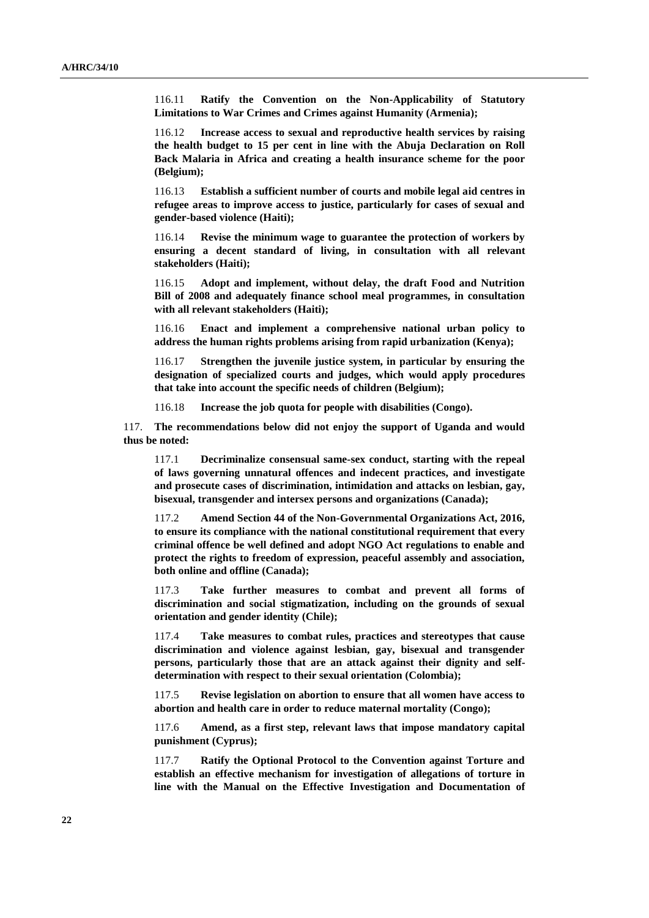116.11 **Ratify the Convention on the Non-Applicability of Statutory Limitations to War Crimes and Crimes against Humanity (Armenia);**

116.12 **Increase access to sexual and reproductive health services by raising the health budget to 15 per cent in line with the Abuja Declaration on Roll Back Malaria in Africa and creating a health insurance scheme for the poor (Belgium);**

116.13 **Establish a sufficient number of courts and mobile legal aid centres in refugee areas to improve access to justice, particularly for cases of sexual and gender-based violence (Haiti);**

116.14 **Revise the minimum wage to guarantee the protection of workers by ensuring a decent standard of living, in consultation with all relevant stakeholders (Haiti);**

116.15 **Adopt and implement, without delay, the draft Food and Nutrition Bill of 2008 and adequately finance school meal programmes, in consultation with all relevant stakeholders (Haiti);**

116.16 **Enact and implement a comprehensive national urban policy to address the human rights problems arising from rapid urbanization (Kenya);**

116.17 **Strengthen the juvenile justice system, in particular by ensuring the designation of specialized courts and judges, which would apply procedures that take into account the specific needs of children (Belgium);**

116.18 **Increase the job quota for people with disabilities (Congo).**

117. **The recommendations below did not enjoy the support of Uganda and would thus be noted:**

117.1 **Decriminalize consensual same-sex conduct, starting with the repeal of laws governing unnatural offences and indecent practices, and investigate and prosecute cases of discrimination, intimidation and attacks on lesbian, gay, bisexual, transgender and intersex persons and organizations (Canada);**

117.2 **Amend Section 44 of the Non-Governmental Organizations Act, 2016, to ensure its compliance with the national constitutional requirement that every criminal offence be well defined and adopt NGO Act regulations to enable and protect the rights to freedom of expression, peaceful assembly and association, both online and offline (Canada);**

117.3 **Take further measures to combat and prevent all forms of discrimination and social stigmatization, including on the grounds of sexual orientation and gender identity (Chile);**

117.4 **Take measures to combat rules, practices and stereotypes that cause discrimination and violence against lesbian, gay, bisexual and transgender persons, particularly those that are an attack against their dignity and self-determination with respect to their sexual orientation (Colombia);**

117.5 **Revise legislation on abortion to ensure that all women have access to abortion and health care in order to reduce maternal mortality (Congo);**

117.6 **Amend, as a first step, relevant laws that impose mandatory capital punishment (Cyprus);**

117.7 **Ratify the Optional Protocol to the Convention against Torture and establish an effective mechanism for investigation of allegations of torture in line with the Manual on the Effective Investigation and Documentation of**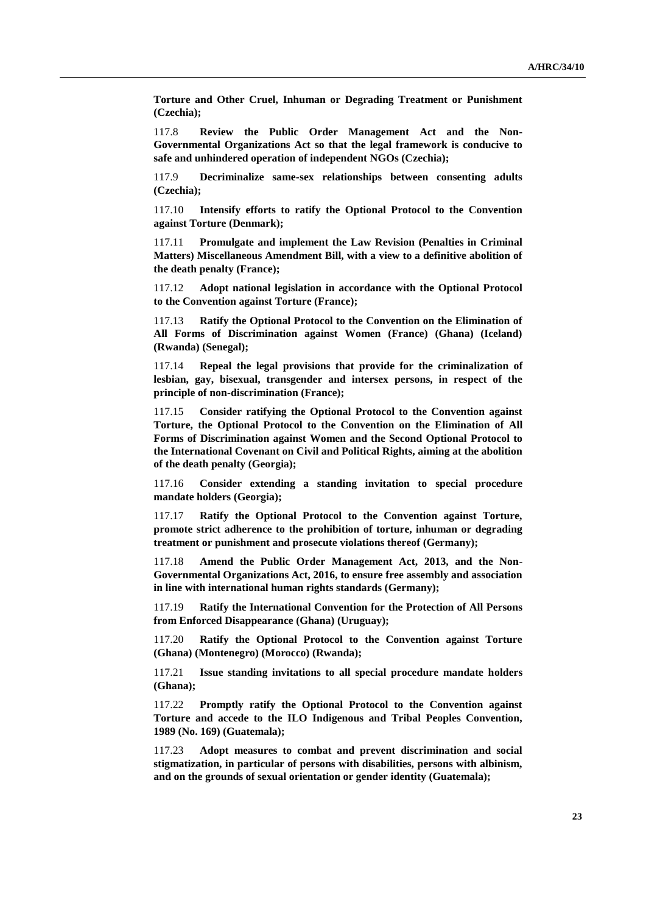**Torture and Other Cruel, Inhuman or Degrading Treatment or Punishment (Czechia);**

117.8 **Review the Public Order Management Act and the Non-Governmental Organizations Act so that the legal framework is conducive to safe and unhindered operation of independent NGOs (Czechia);**

117.9 **Decriminalize same-sex relationships between consenting adults (Czechia);**

117.10 **Intensify efforts to ratify the Optional Protocol to the Convention against Torture (Denmark);**

117.11 **Promulgate and implement the Law Revision (Penalties in Criminal Matters) Miscellaneous Amendment Bill, with a view to a definitive abolition of the death penalty (France);**

117.12 **Adopt national legislation in accordance with the Optional Protocol to the Convention against Torture (France);**

117.13 **Ratify the Optional Protocol to the Convention on the Elimination of All Forms of Discrimination against Women (France) (Ghana) (Iceland) (Rwanda) (Senegal);**

117.14 **Repeal the legal provisions that provide for the criminalization of lesbian, gay, bisexual, transgender and intersex persons, in respect of the principle of non-discrimination (France);**

117.15 **Consider ratifying the Optional Protocol to the Convention against Torture, the Optional Protocol to the Convention on the Elimination of All Forms of Discrimination against Women and the Second Optional Protocol to the International Covenant on Civil and Political Rights, aiming at the abolition of the death penalty (Georgia);**

117.16 **Consider extending a standing invitation to special procedure mandate holders (Georgia);**

117.17 **Ratify the Optional Protocol to the Convention against Torture, promote strict adherence to the prohibition of torture, inhuman or degrading treatment or punishment and prosecute violations thereof (Germany);**

117.18 **Amend the Public Order Management Act, 2013, and the Non-Governmental Organizations Act, 2016, to ensure free assembly and association in line with international human rights standards (Germany);**

117.19 **Ratify the International Convention for the Protection of All Persons from Enforced Disappearance (Ghana) (Uruguay);**

117.20 **Ratify the Optional Protocol to the Convention against Torture (Ghana) (Montenegro) (Morocco) (Rwanda);**

117.21 **Issue standing invitations to all special procedure mandate holders (Ghana);**

117.22 **Promptly ratify the Optional Protocol to the Convention against Torture and accede to the ILO Indigenous and Tribal Peoples Convention, 1989 (No. 169) (Guatemala);**

117.23 **Adopt measures to combat and prevent discrimination and social stigmatization, in particular of persons with disabilities, persons with albinism, and on the grounds of sexual orientation or gender identity (Guatemala);**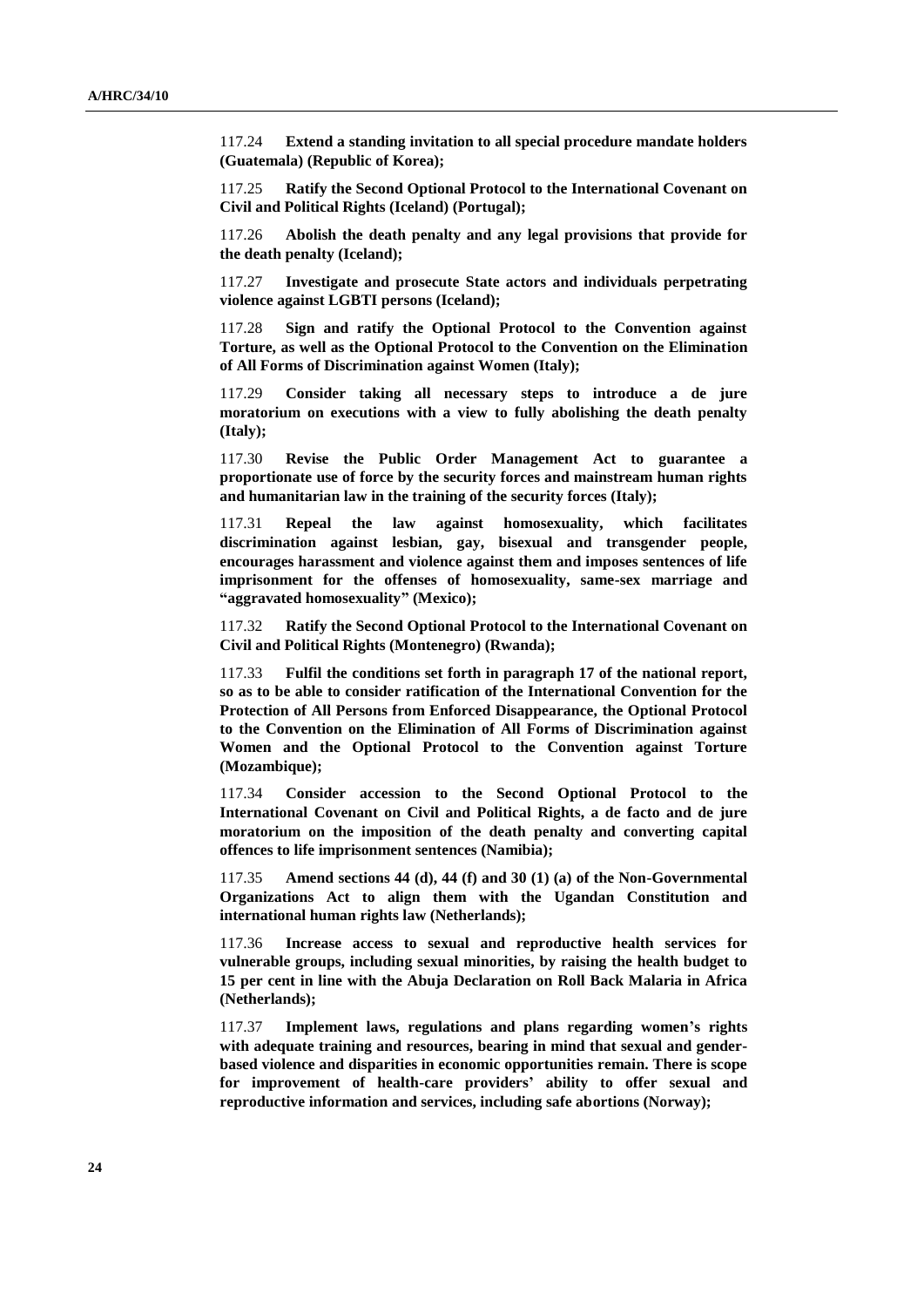117.24 **Extend a standing invitation to all special procedure mandate holders (Guatemala) (Republic of Korea);**

117.25 **Ratify the Second Optional Protocol to the International Covenant on Civil and Political Rights (Iceland) (Portugal);**

117.26 **Abolish the death penalty and any legal provisions that provide for the death penalty (Iceland);**

117.27 **Investigate and prosecute State actors and individuals perpetrating violence against LGBTI persons (Iceland);**

117.28 **Sign and ratify the Optional Protocol to the Convention against Torture, as well as the Optional Protocol to the Convention on the Elimination of All Forms of Discrimination against Women (Italy);**

117.29 **Consider taking all necessary steps to introduce a de jure moratorium on executions with a view to fully abolishing the death penalty (Italy);**

117.30 **Revise the Public Order Management Act to guarantee a proportionate use of force by the security forces and mainstream human rights and humanitarian law in the training of the security forces (Italy);**

117.31 **Repeal the law against homosexuality, which facilitates discrimination against lesbian, gay, bisexual and transgender people, encourages harassment and violence against them and imposes sentences of life imprisonment for the offenses of homosexuality, same-sex marriage and "aggravated homosexuality" (Mexico);**

117.32 **Ratify the Second Optional Protocol to the International Covenant on Civil and Political Rights (Montenegro) (Rwanda);**

117.33 **Fulfil the conditions set forth in paragraph 17 of the national report, so as to be able to consider ratification of the International Convention for the Protection of All Persons from Enforced Disappearance, the Optional Protocol to the Convention on the Elimination of All Forms of Discrimination against Women and the Optional Protocol to the Convention against Torture (Mozambique);**

117.34 **Consider accession to the Second Optional Protocol to the International Covenant on Civil and Political Rights, a de facto and de jure moratorium on the imposition of the death penalty and converting capital offences to life imprisonment sentences (Namibia);**

117.35 **Amend sections 44 (d), 44 (f) and 30 (1) (a) of the Non-Governmental Organizations Act to align them with the Ugandan Constitution and international human rights law (Netherlands);**

117.36 **Increase access to sexual and reproductive health services for vulnerable groups, including sexual minorities, by raising the health budget to 15 per cent in line with the Abuja Declaration on Roll Back Malaria in Africa (Netherlands);**

117.37 **Implement laws, regulations and plans regarding women's rights with adequate training and resources, bearing in mind that sexual and gender-based violence and disparities in economic opportunities remain. There is scope for improvement of health-care providers' ability to offer sexual and reproductive information and services, including safe abortions (Norway);**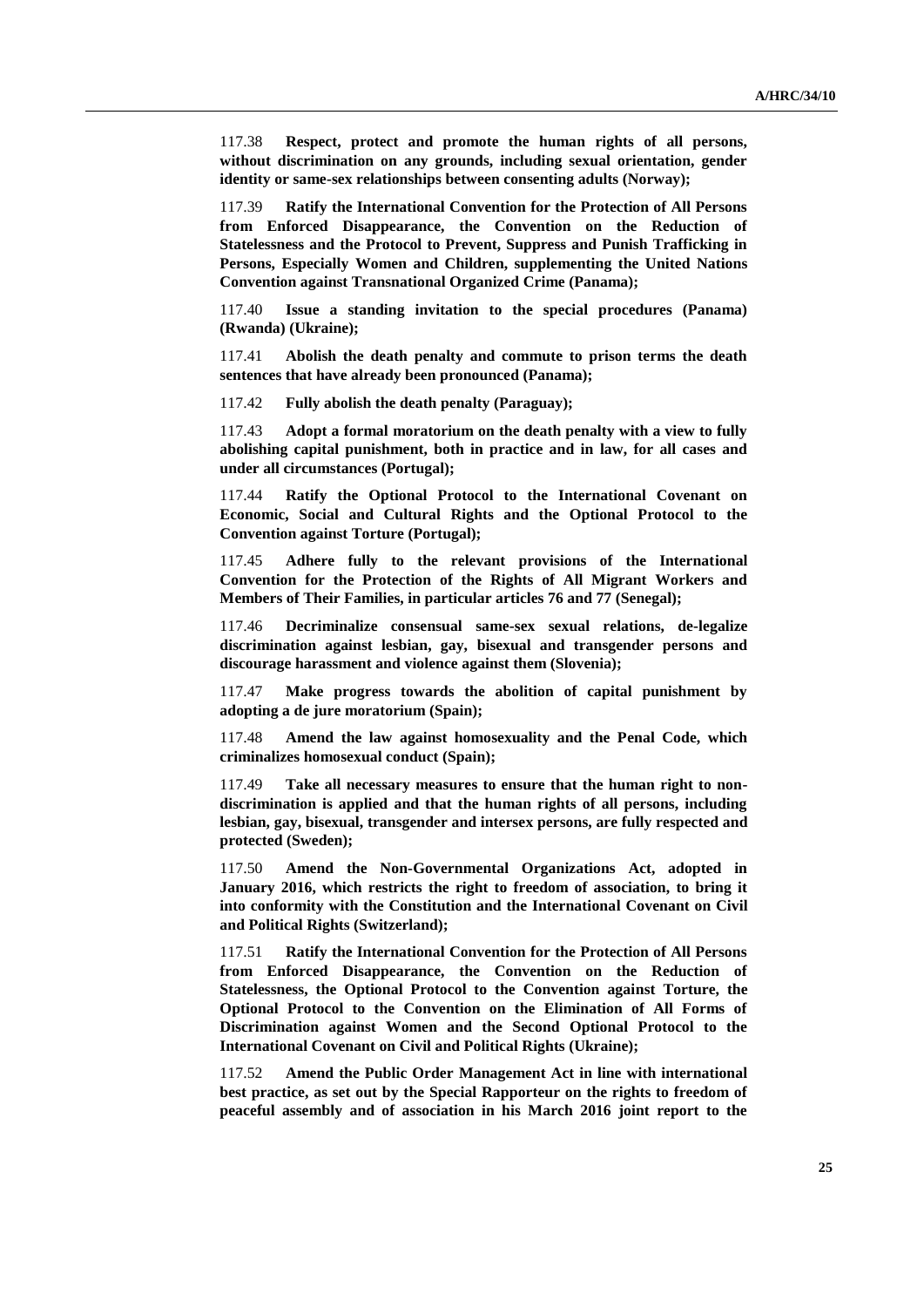117.38 **Respect, protect and promote the human rights of all persons, without discrimination on any grounds, including sexual orientation, gender identity or same-sex relationships between consenting adults (Norway);**

117.39 **Ratify the International Convention for the Protection of All Persons from Enforced Disappearance, the Convention on the Reduction of Statelessness and the Protocol to Prevent, Suppress and Punish Trafficking in Persons, Especially Women and Children, supplementing the United Nations Convention against Transnational Organized Crime (Panama);**

117.40 **Issue a standing invitation to the special procedures (Panama) (Rwanda) (Ukraine);**

117.41 **Abolish the death penalty and commute to prison terms the death sentences that have already been pronounced (Panama);**

117.42 **Fully abolish the death penalty (Paraguay);**

117.43 **Adopt a formal moratorium on the death penalty with a view to fully abolishing capital punishment, both in practice and in law, for all cases and under all circumstances (Portugal);**

117.44 **Ratify the Optional Protocol to the International Covenant on Economic, Social and Cultural Rights and the Optional Protocol to the Convention against Torture (Portugal);**

117.45 **Adhere fully to the relevant provisions of the International Convention for the Protection of the Rights of All Migrant Workers and Members of Their Families, in particular articles 76 and 77 (Senegal);**

117.46 **Decriminalize consensual same-sex sexual relations, de-legalize discrimination against lesbian, gay, bisexual and transgender persons and discourage harassment and violence against them (Slovenia);**

117.47 **Make progress towards the abolition of capital punishment by adopting a de jure moratorium (Spain);**

117.48 **Amend the law against homosexuality and the Penal Code, which criminalizes homosexual conduct (Spain);**

117.49 **Take all necessary measures to ensure that the human right to non-discrimination is applied and that the human rights of all persons, including lesbian, gay, bisexual, transgender and intersex persons, are fully respected and protected (Sweden);**

117.50 **Amend the Non-Governmental Organizations Act, adopted in January 2016, which restricts the right to freedom of association, to bring it into conformity with the Constitution and the International Covenant on Civil and Political Rights (Switzerland);**

117.51 **Ratify the International Convention for the Protection of All Persons from Enforced Disappearance, the Convention on the Reduction of Statelessness, the Optional Protocol to the Convention against Torture, the Optional Protocol to the Convention on the Elimination of All Forms of Discrimination against Women and the Second Optional Protocol to the International Covenant on Civil and Political Rights (Ukraine);**

117.52 **Amend the Public Order Management Act in line with international best practice, as set out by the Special Rapporteur on the rights to freedom of peaceful assembly and of association in his March 2016 joint report to the**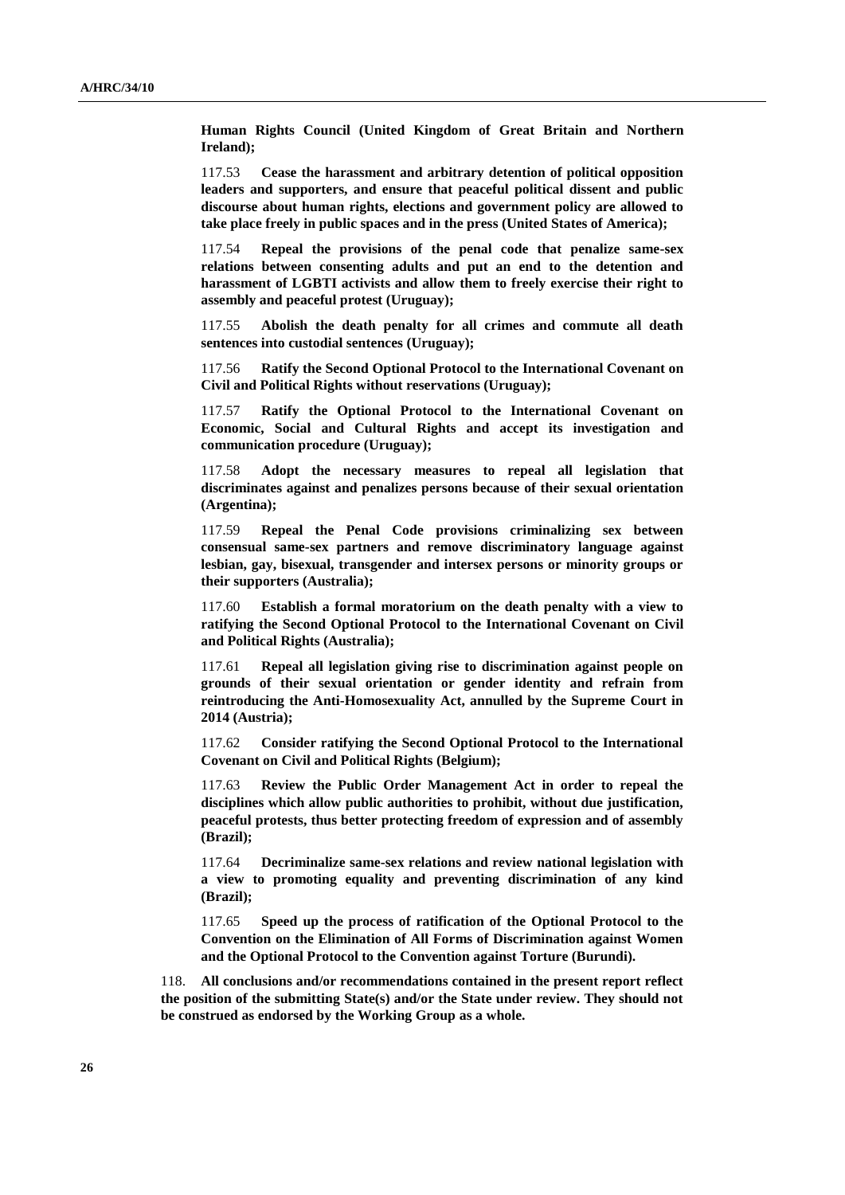**Human Rights Council (United Kingdom of Great Britain and Northern Ireland);**

117.53 **Cease the harassment and arbitrary detention of political opposition leaders and supporters, and ensure that peaceful political dissent and public discourse about human rights, elections and government policy are allowed to take place freely in public spaces and in the press (United States of America);**

117.54 **Repeal the provisions of the penal code that penalize same-sex relations between consenting adults and put an end to the detention and harassment of LGBTI activists and allow them to freely exercise their right to assembly and peaceful protest (Uruguay);**

117.55 **Abolish the death penalty for all crimes and commute all death sentences into custodial sentences (Uruguay);**

117.56 **Ratify the Second Optional Protocol to the International Covenant on Civil and Political Rights without reservations (Uruguay);**

117.57 **Ratify the Optional Protocol to the International Covenant on Economic, Social and Cultural Rights and accept its investigation and communication procedure (Uruguay);**

117.58 **Adopt the necessary measures to repeal all legislation that discriminates against and penalizes persons because of their sexual orientation (Argentina);**

117.59 **Repeal the Penal Code provisions criminalizing sex between consensual same-sex partners and remove discriminatory language against lesbian, gay, bisexual, transgender and intersex persons or minority groups or their supporters (Australia);**

117.60 **Establish a formal moratorium on the death penalty with a view to ratifying the Second Optional Protocol to the International Covenant on Civil and Political Rights (Australia);**

117.61 **Repeal all legislation giving rise to discrimination against people on grounds of their sexual orientation or gender identity and refrain from reintroducing the Anti-Homosexuality Act, annulled by the Supreme Court in 2014 (Austria);**

117.62 **Consider ratifying the Second Optional Protocol to the International Covenant on Civil and Political Rights (Belgium);**

117.63 **Review the Public Order Management Act in order to repeal the disciplines which allow public authorities to prohibit, without due justification, peaceful protests, thus better protecting freedom of expression and of assembly (Brazil);**

117.64 **Decriminalize same-sex relations and review national legislation with a view to promoting equality and preventing discrimination of any kind (Brazil);**

117.65 **Speed up the process of ratification of the Optional Protocol to the Convention on the Elimination of All Forms of Discrimination against Women and the Optional Protocol to the Convention against Torture (Burundi).**

118. **All conclusions and/or recommendations contained in the present report reflect the position of the submitting State(s) and/or the State under review. They should not be construed as endorsed by the Working Group as a whole.**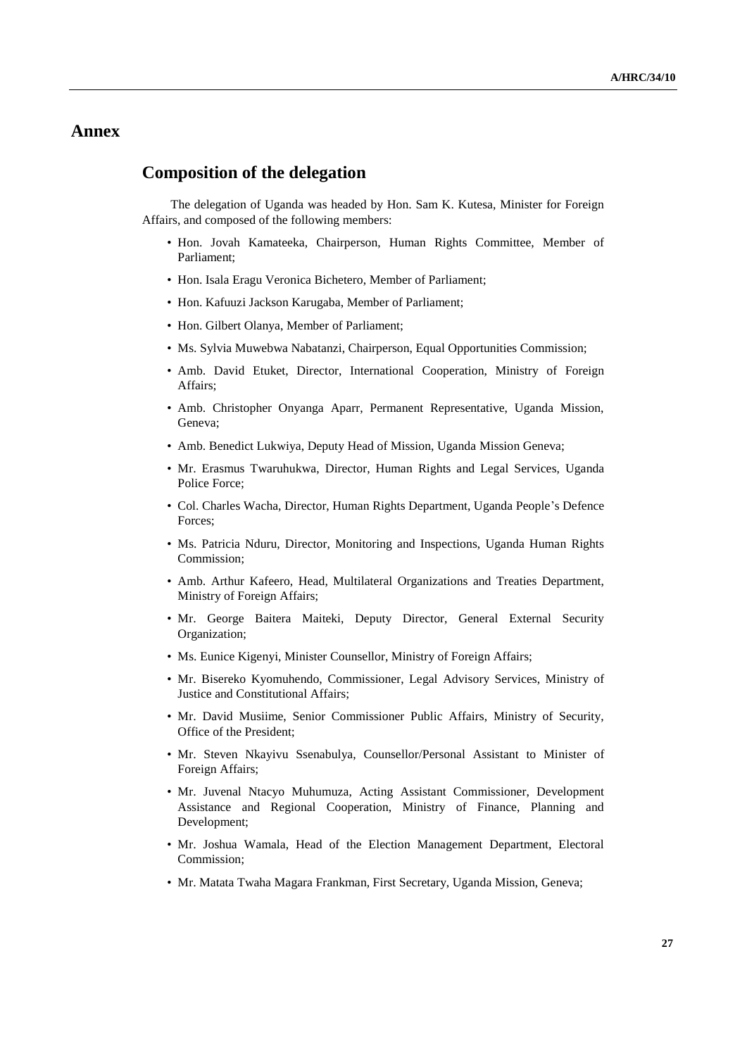# Annex

## Composition of the delegation

The delegation of Uganda was headed by Hon. Sam K. Kutesa, Minister for Foreign Affairs, and composed of the following members:

- Hon. Jovah Kamateeka, Chairperson, Human Rights Committee, Member of Parliament;
- Hon. Isala Eragu Veronica Bichetero, Member of Parliament;
- Hon. Kafuuzi Jackson Karugaba, Member of Parliament;
- Hon. Gilbert Olanya, Member of Parliament;
- Ms. Sylvia Muwebwa Nabatanzi, Chairperson, Equal Opportunities Commission;
- Amb. David Etuket, Director, International Cooperation, Ministry of Foreign Affairs;
- Amb. Christopher Onyanga Aparr, Permanent Representative, Uganda Mission, Geneva;
- Amb. Benedict Lukwiya, Deputy Head of Mission, Uganda Mission Geneva;
- Mr. Erasmus Twaruhukwa, Director, Human Rights and Legal Services, Uganda Police Force;
- Col. Charles Wacha, Director, Human Rights Department, Uganda People's Defence Forces;
- Ms. Patricia Nduru, Director, Monitoring and Inspections, Uganda Human Rights Commission;
- Amb. Arthur Kafeero, Head, Multilateral Organizations and Treaties Department, Ministry of Foreign Affairs;
- Mr. George Baitera Maiteki, Deputy Director, General External Security Organization;
- Ms. Eunice Kigenyi, Minister Counsellor, Ministry of Foreign Affairs;
- Mr. Bisereko Kyomuhendo, Commissioner, Legal Advisory Services, Ministry of Justice and Constitutional Affairs;
- Mr. David Musiime, Senior Commissioner Public Affairs, Ministry of Security, Office of the President;
- Mr. Steven Nkayivu Ssenabulya, Counsellor/Personal Assistant to Minister of Foreign Affairs;
- Mr. Juvenal Ntacyo Muhumuza, Acting Assistant Commissioner, Development Assistance and Regional Cooperation, Ministry of Finance, Planning and Development;
- Mr. Joshua Wamala, Head of the Election Management Department, Electoral Commission;
- Mr. Matata Twaha Magara Frankman, First Secretary, Uganda Mission, Geneva;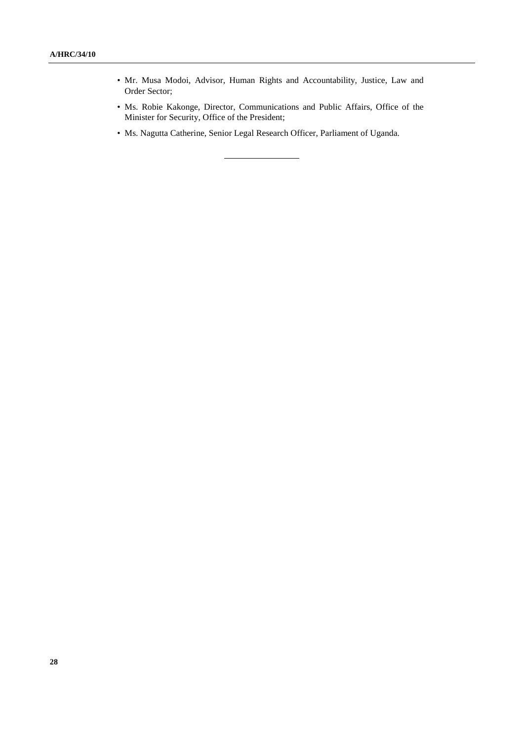- Mr. Musa Modoi, Advisor, Human Rights and Accountability, Justice, Law and Order Sector;
- Ms. Robie Kakonge, Director, Communications and Public Affairs, Office of the Minister for Security, Office of the President;
- Ms. Nagutta Catherine, Senior Legal Research Officer, Parliament of Uganda.